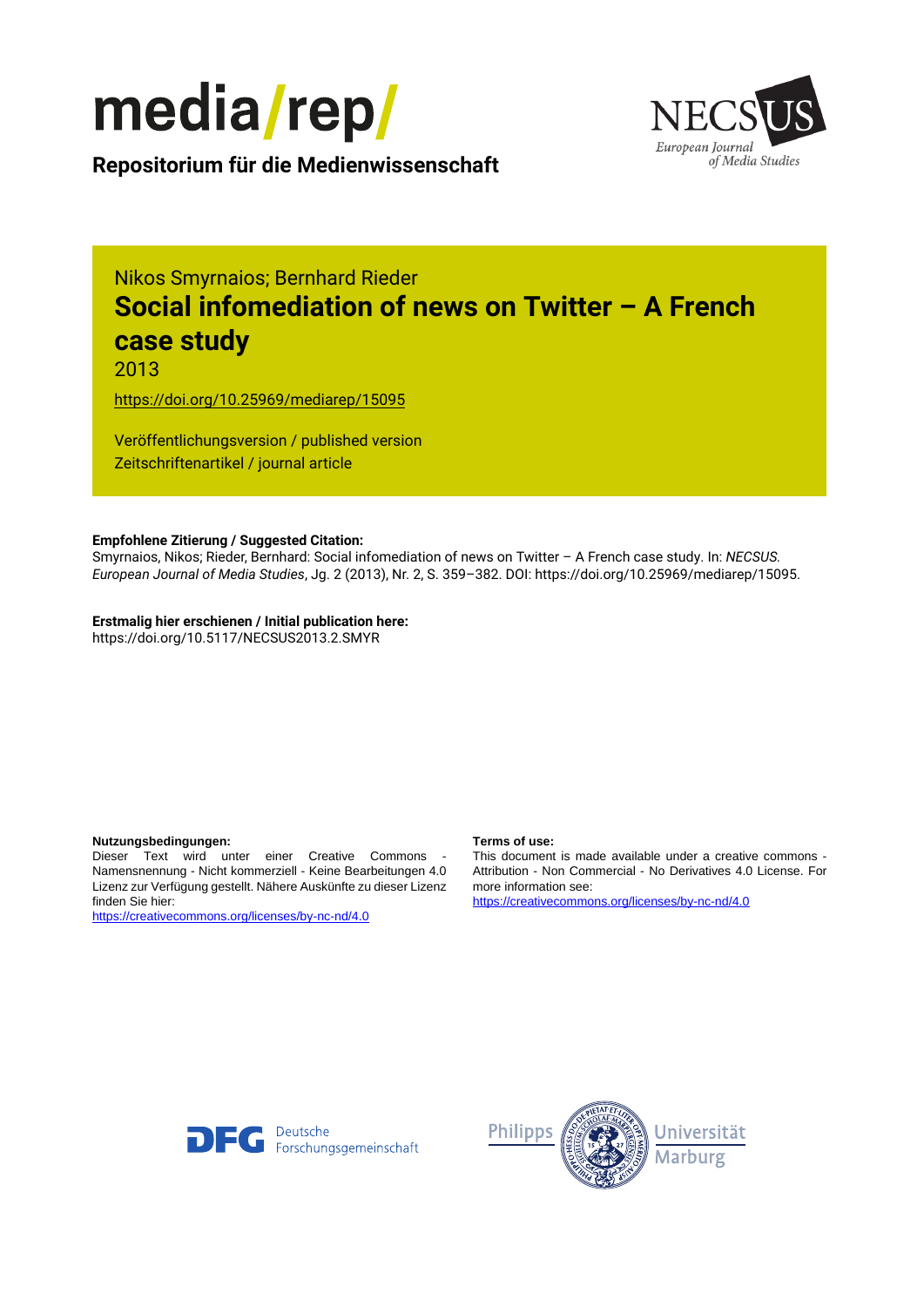media/rep/

**Repositorium für die Medienwissenschaft**

NECSUS
European Journal of Media Studies

Nikos Smyrnaios; Bernhard Rieder

# Social infomediation of news on Twitter – A French case study

2013

https://doi.org/10.25969/mediarep/15095

Veröffentlichungsversion / published version
Zeitschriftenartikel / journal article

**Empfohlene Zitierung / Suggested Citation:**
Smyrnaios, Nikos; Rieder, Bernhard: Social infomediation of news on Twitter – A French case study. In: *NECSUS. European Journal of Media Studies*, Jg. 2 (2013), Nr. 2, S. 359–382. DOI: https://doi.org/10.25969/mediarep/15095.

**Erstmalig hier erschienen / Initial publication here:**
https://doi.org/10.5117/NECSUS2013.2.SMYR

**Nutzungsbedingungen:**
Dieser Text wird unter einer Creative Commons - Namensnennung - Nicht kommerziell - Keine Bearbeitungen 4.0 Lizenz zur Verfügung gestellt. Nähere Auskünfte zu dieser Lizenz finden Sie hier:
https://creativecommons.org/licenses/by-nc-nd/4.0

**Terms of use:**
This document is made available under a creative commons - Attribution - Non Commercial - No Derivatives 4.0 License. For more information see:
https://creativecommons.org/licenses/by-nc-nd/4.0

Deutsche Forschungsgemeinschaft

Philipps Universität Marburg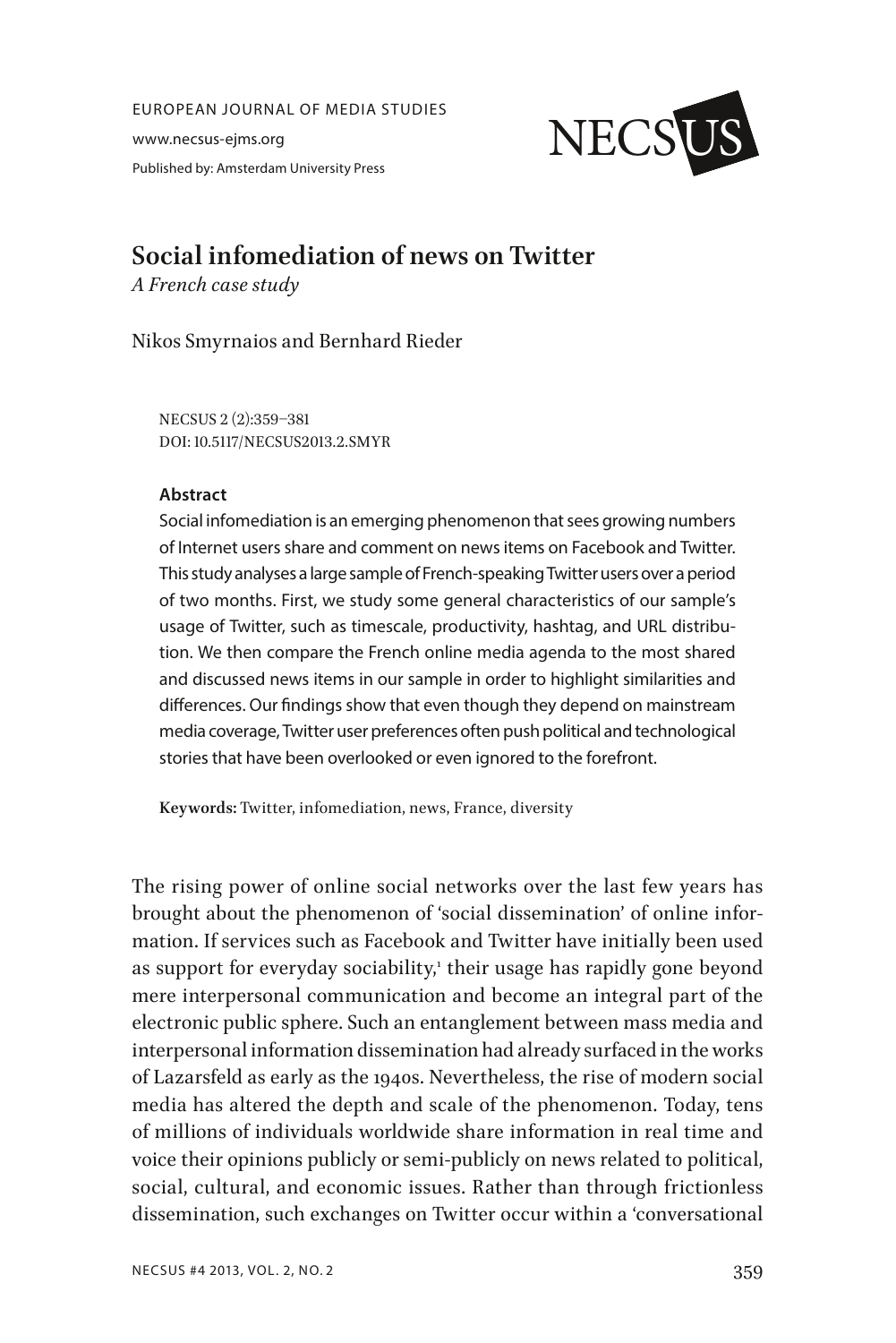EUROPEAN JOURNAL OF MEDIA STUDIES

www.necsus-ejms.org

Published by: Amsterdam University Press

# Social infomediation of news on Twitter

*A French case study*

Nikos Smyrnaios and Bernhard Rieder

NECSUS 2 (2):359–381
DOI: 10.5117/NECSUS2013.2.SMYR

**Abstract**

Social infomediation is an emerging phenomenon that sees growing numbers of Internet users share and comment on news items on Facebook and Twitter. This study analyses a large sample of French-speaking Twitter users over a period of two months. First, we study some general characteristics of our sample's usage of Twitter, such as timescale, productivity, hashtag, and URL distribution. We then compare the French online media agenda to the most shared and discussed news items in our sample in order to highlight similarities and differences. Our findings show that even though they depend on mainstream media coverage, Twitter user preferences often push political and technological stories that have been overlooked or even ignored to the forefront.

**Keywords:** Twitter, infomediation, news, France, diversity

The rising power of online social networks over the last few years has brought about the phenomenon of 'social dissemination' of online information. If services such as Facebook and Twitter have initially been used as support for everyday sociability,[1] their usage has rapidly gone beyond mere interpersonal communication and become an integral part of the electronic public sphere. Such an entanglement between mass media and interpersonal information dissemination had already surfaced in the works of Lazarsfeld as early as the 1940s. Nevertheless, the rise of modern social media has altered the depth and scale of the phenomenon. Today, tens of millions of individuals worldwide share information in real time and voice their opinions publicly or semi-publicly on news related to political, social, cultural, and economic issues. Rather than through frictionless dissemination, such exchanges on Twitter occur within a 'conversational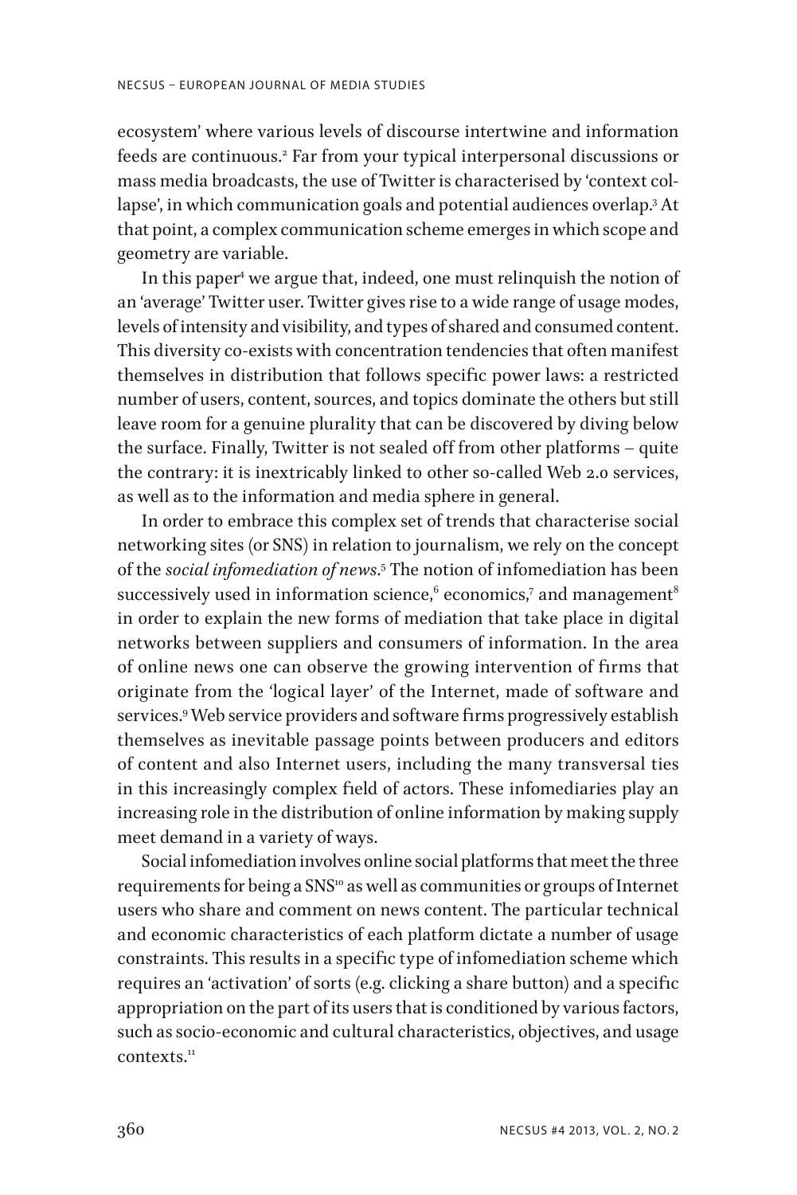ecosystem' where various levels of discourse intertwine and information feeds are continuous.[2] Far from your typical interpersonal discussions or mass media broadcasts, the use of Twitter is characterised by 'context collapse', in which communication goals and potential audiences overlap.[3] At that point, a complex communication scheme emerges in which scope and geometry are variable.

In this paper[4] we argue that, indeed, one must relinquish the notion of an 'average' Twitter user. Twitter gives rise to a wide range of usage modes, levels of intensity and visibility, and types of shared and consumed content. This diversity co-exists with concentration tendencies that often manifest themselves in distribution that follows specific power laws: a restricted number of users, content, sources, and topics dominate the others but still leave room for a genuine plurality that can be discovered by diving below the surface. Finally, Twitter is not sealed off from other platforms – quite the contrary: it is inextricably linked to other so-called Web 2.0 services, as well as to the information and media sphere in general.

In order to embrace this complex set of trends that characterise social networking sites (or SNS) in relation to journalism, we rely on the concept of the *social infomediation of news*.[5] The notion of infomediation has been successively used in information science,[6] economics,[7] and management[8] in order to explain the new forms of mediation that take place in digital networks between suppliers and consumers of information. In the area of online news one can observe the growing intervention of firms that originate from the 'logical layer' of the Internet, made of software and services.[9] Web service providers and software firms progressively establish themselves as inevitable passage points between producers and editors of content and also Internet users, including the many transversal ties in this increasingly complex field of actors. These infomediaries play an increasing role in the distribution of online information by making supply meet demand in a variety of ways.

Social infomediation involves online social platforms that meet the three requirements for being a SNS[10] as well as communities or groups of Internet users who share and comment on news content. The particular technical and economic characteristics of each platform dictate a number of usage constraints. This results in a specific type of infomediation scheme which requires an 'activation' of sorts (e.g. clicking a share button) and a specific appropriation on the part of its users that is conditioned by various factors, such as socio-economic and cultural characteristics, objectives, and usage contexts.[11]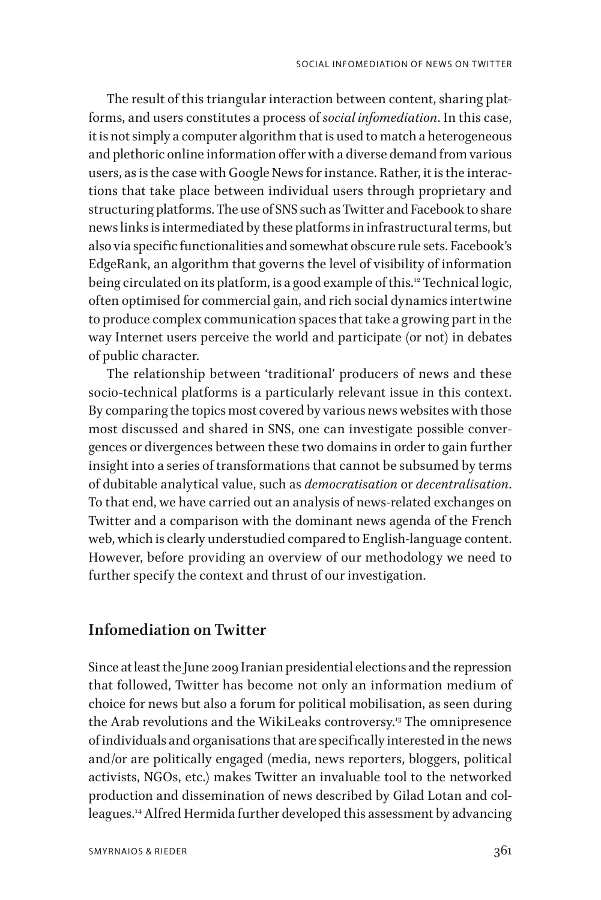The result of this triangular interaction between content, sharing platforms, and users constitutes a process of *social infomediation*. In this case, it is not simply a computer algorithm that is used to match a heterogeneous and plethoric online information offer with a diverse demand from various users, as is the case with Google News for instance. Rather, it is the interactions that take place between individual users through proprietary and structuring platforms. The use of SNS such as Twitter and Facebook to share news links is intermediated by these platforms in infrastructural terms, but also via specific functionalities and somewhat obscure rule sets. Facebook's EdgeRank, an algorithm that governs the level of visibility of information being circulated on its platform, is a good example of this.[12] Technical logic, often optimised for commercial gain, and rich social dynamics intertwine to produce complex communication spaces that take a growing part in the way Internet users perceive the world and participate (or not) in debates of public character.

The relationship between 'traditional' producers of news and these socio-technical platforms is a particularly relevant issue in this context. By comparing the topics most covered by various news websites with those most discussed and shared in SNS, one can investigate possible convergences or divergences between these two domains in order to gain further insight into a series of transformations that cannot be subsumed by terms of dubitable analytical value, such as *democratisation* or *decentralisation*. To that end, we have carried out an analysis of news-related exchanges on Twitter and a comparison with the dominant news agenda of the French web, which is clearly understudied compared to English-language content. However, before providing an overview of our methodology we need to further specify the context and thrust of our investigation.

## Infomediation on Twitter

Since at least the June 2009 Iranian presidential elections and the repression that followed, Twitter has become not only an information medium of choice for news but also a forum for political mobilisation, as seen during the Arab revolutions and the WikiLeaks controversy.[13] The omnipresence of individuals and organisations that are specifically interested in the news and/or are politically engaged (media, news reporters, bloggers, political activists, NGOs, etc.) makes Twitter an invaluable tool to the networked production and dissemination of news described by Gilad Lotan and colleagues.[14] Alfred Hermida further developed this assessment by advancing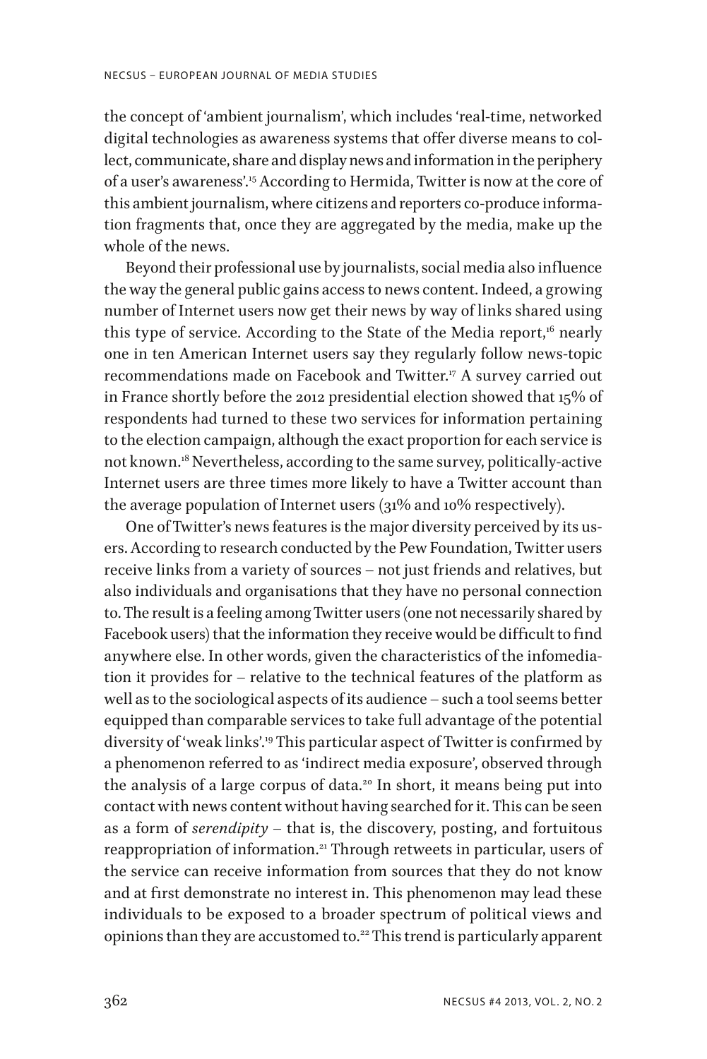the concept of 'ambient journalism', which includes 'real-time, networked digital technologies as awareness systems that offer diverse means to collect, communicate, share and display news and information in the periphery of a user's awareness'.[15] According to Hermida, Twitter is now at the core of this ambient journalism, where citizens and reporters co-produce information fragments that, once they are aggregated by the media, make up the whole of the news.

Beyond their professional use by journalists, social media also influence the way the general public gains access to news content. Indeed, a growing number of Internet users now get their news by way of links shared using this type of service. According to the State of the Media report,[16] nearly one in ten American Internet users say they regularly follow news-topic recommendations made on Facebook and Twitter.[17] A survey carried out in France shortly before the 2012 presidential election showed that 15% of respondents had turned to these two services for information pertaining to the election campaign, although the exact proportion for each service is not known.[18] Nevertheless, according to the same survey, politically-active Internet users are three times more likely to have a Twitter account than the average population of Internet users (31% and 10% respectively).

One of Twitter's news features is the major diversity perceived by its users. According to research conducted by the Pew Foundation, Twitter users receive links from a variety of sources – not just friends and relatives, but also individuals and organisations that they have no personal connection to. The result is a feeling among Twitter users (one not necessarily shared by Facebook users) that the information they receive would be difficult to find anywhere else. In other words, given the characteristics of the infomediation it provides for – relative to the technical features of the platform as well as to the sociological aspects of its audience – such a tool seems better equipped than comparable services to take full advantage of the potential diversity of 'weak links'.[19] This particular aspect of Twitter is confirmed by a phenomenon referred to as 'indirect media exposure', observed through the analysis of a large corpus of data.[20] In short, it means being put into contact with news content without having searched for it. This can be seen as a form of *serendipity* – that is, the discovery, posting, and fortuitous reappropriation of information.[21] Through retweets in particular, users of the service can receive information from sources that they do not know and at first demonstrate no interest in. This phenomenon may lead these individuals to be exposed to a broader spectrum of political views and opinions than they are accustomed to.[22] This trend is particularly apparent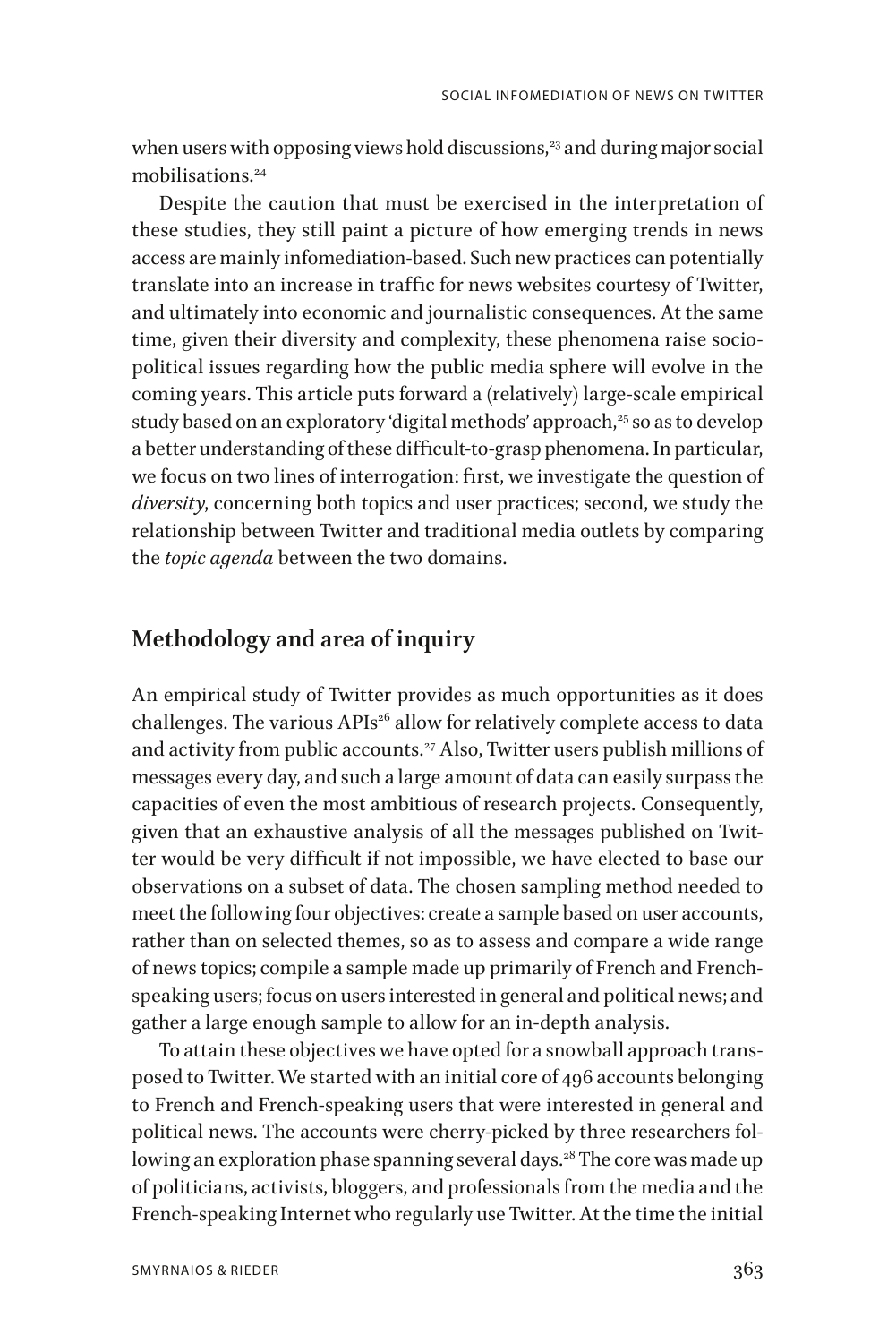when users with opposing views hold discussions,[23] and during major social mobilisations.[24]

Despite the caution that must be exercised in the interpretation of these studies, they still paint a picture of how emerging trends in news access are mainly infomediation-based. Such new practices can potentially translate into an increase in traffic for news websites courtesy of Twitter, and ultimately into economic and journalistic consequences. At the same time, given their diversity and complexity, these phenomena raise socio-political issues regarding how the public media sphere will evolve in the coming years. This article puts forward a (relatively) large-scale empirical study based on an exploratory 'digital methods' approach,[25] so as to develop a better understanding of these difficult-to-grasp phenomena. In particular, we focus on two lines of interrogation: first, we investigate the question of *diversity*, concerning both topics and user practices; second, we study the relationship between Twitter and traditional media outlets by comparing the *topic agenda* between the two domains.

## Methodology and area of inquiry

An empirical study of Twitter provides as much opportunities as it does challenges. The various APIs[26] allow for relatively complete access to data and activity from public accounts.[27] Also, Twitter users publish millions of messages every day, and such a large amount of data can easily surpass the capacities of even the most ambitious of research projects. Consequently, given that an exhaustive analysis of all the messages published on Twitter would be very difficult if not impossible, we have elected to base our observations on a subset of data. The chosen sampling method needed to meet the following four objectives: create a sample based on user accounts, rather than on selected themes, so as to assess and compare a wide range of news topics; compile a sample made up primarily of French and French-speaking users; focus on users interested in general and political news; and gather a large enough sample to allow for an in-depth analysis.

To attain these objectives we have opted for a snowball approach transposed to Twitter. We started with an initial core of 496 accounts belonging to French and French-speaking users that were interested in general and political news. The accounts were cherry-picked by three researchers following an exploration phase spanning several days.[28] The core was made up of politicians, activists, bloggers, and professionals from the media and the French-speaking Internet who regularly use Twitter. At the time the initial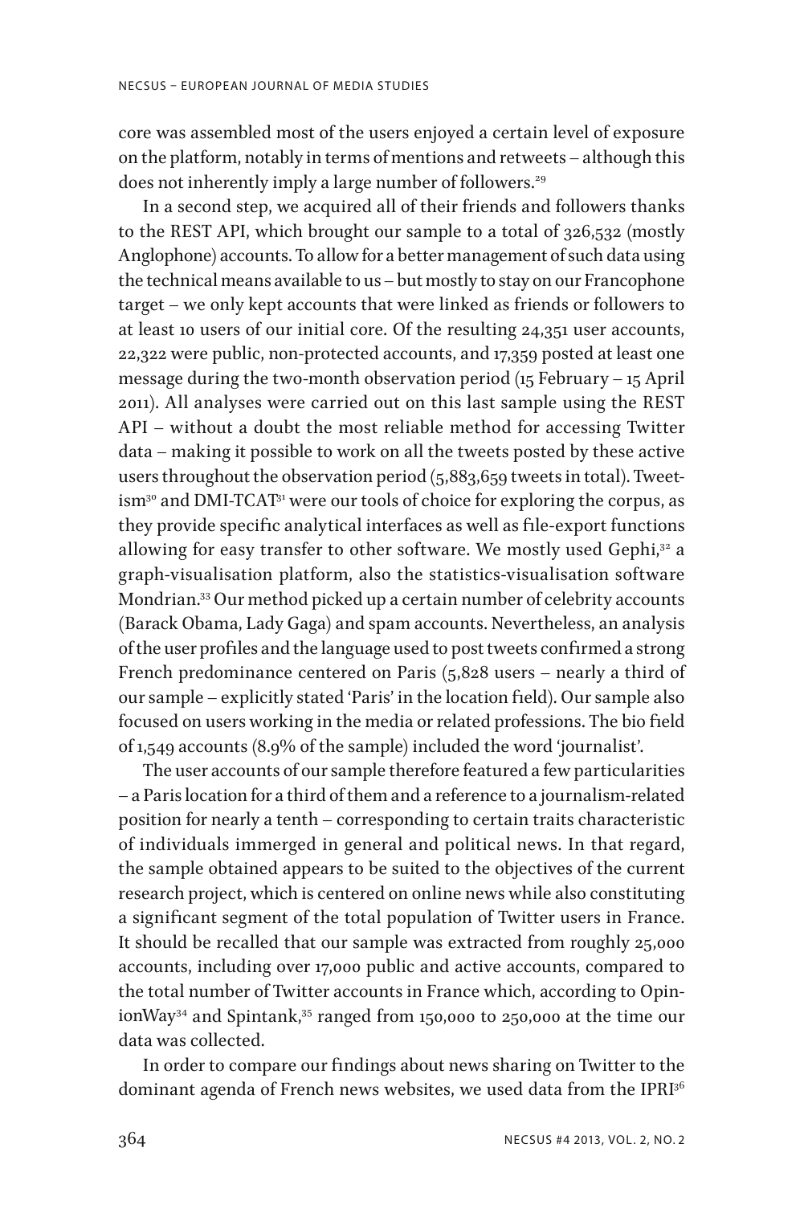core was assembled most of the users enjoyed a certain level of exposure on the platform, notably in terms of mentions and retweets – although this does not inherently imply a large number of followers.[29]

In a second step, we acquired all of their friends and followers thanks to the REST API, which brought our sample to a total of 326,532 (mostly Anglophone) accounts. To allow for a better management of such data using the technical means available to us – but mostly to stay on our Francophone target – we only kept accounts that were linked as friends or followers to at least 10 users of our initial core. Of the resulting 24,351 user accounts, 22,322 were public, non-protected accounts, and 17,359 posted at least one message during the two-month observation period (15 February – 15 April 2011). All analyses were carried out on this last sample using the REST API – without a doubt the most reliable method for accessing Twitter data – making it possible to work on all the tweets posted by these active users throughout the observation period (5,883,659 tweets in total). Tweetism[30] and DMI-TCAT[31] were our tools of choice for exploring the corpus, as they provide specific analytical interfaces as well as file-export functions allowing for easy transfer to other software. We mostly used Gephi,[32] a graph-visualisation platform, also the statistics-visualisation software Mondrian.[33] Our method picked up a certain number of celebrity accounts (Barack Obama, Lady Gaga) and spam accounts. Nevertheless, an analysis of the user profiles and the language used to post tweets confirmed a strong French predominance centered on Paris (5,828 users – nearly a third of our sample – explicitly stated 'Paris' in the location field). Our sample also focused on users working in the media or related professions. The bio field of 1,549 accounts (8.9% of the sample) included the word 'journalist'.

The user accounts of our sample therefore featured a few particularities – a Paris location for a third of them and a reference to a journalism-related position for nearly a tenth – corresponding to certain traits characteristic of individuals immerged in general and political news. In that regard, the sample obtained appears to be suited to the objectives of the current research project, which is centered on online news while also constituting a significant segment of the total population of Twitter users in France. It should be recalled that our sample was extracted from roughly 25,000 accounts, including over 17,000 public and active accounts, compared to the total number of Twitter accounts in France which, according to OpinionWay[34] and Spintank,[35] ranged from 150,000 to 250,000 at the time our data was collected.

In order to compare our findings about news sharing on Twitter to the dominant agenda of French news websites, we used data from the IPRI[36]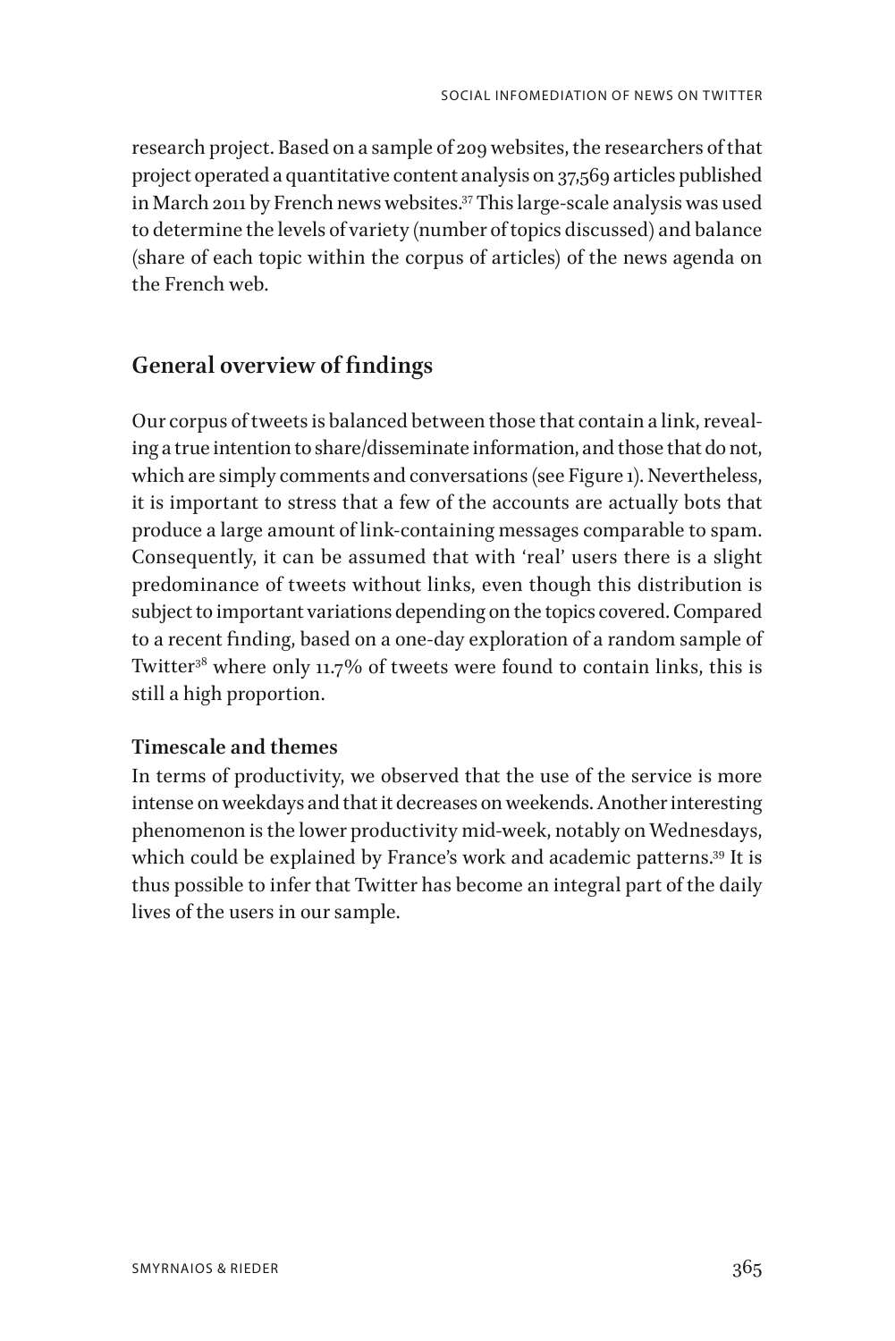research project. Based on a sample of 209 websites, the researchers of that project operated a quantitative content analysis on 37,569 articles published in March 2011 by French news websites.[37] This large-scale analysis was used to determine the levels of variety (number of topics discussed) and balance (share of each topic within the corpus of articles) of the news agenda on the French web.

## General overview of findings

Our corpus of tweets is balanced between those that contain a link, revealing a true intention to share/disseminate information, and those that do not, which are simply comments and conversations (see Figure 1). Nevertheless, it is important to stress that a few of the accounts are actually bots that produce a large amount of link-containing messages comparable to spam. Consequently, it can be assumed that with 'real' users there is a slight predominance of tweets without links, even though this distribution is subject to important variations depending on the topics covered. Compared to a recent finding, based on a one-day exploration of a random sample of Twitter[38] where only 11.7% of tweets were found to contain links, this is still a high proportion.

### Timescale and themes

In terms of productivity, we observed that the use of the service is more intense on weekdays and that it decreases on weekends. Another interesting phenomenon is the lower productivity mid-week, notably on Wednesdays, which could be explained by France's work and academic patterns.[39] It is thus possible to infer that Twitter has become an integral part of the daily lives of the users in our sample.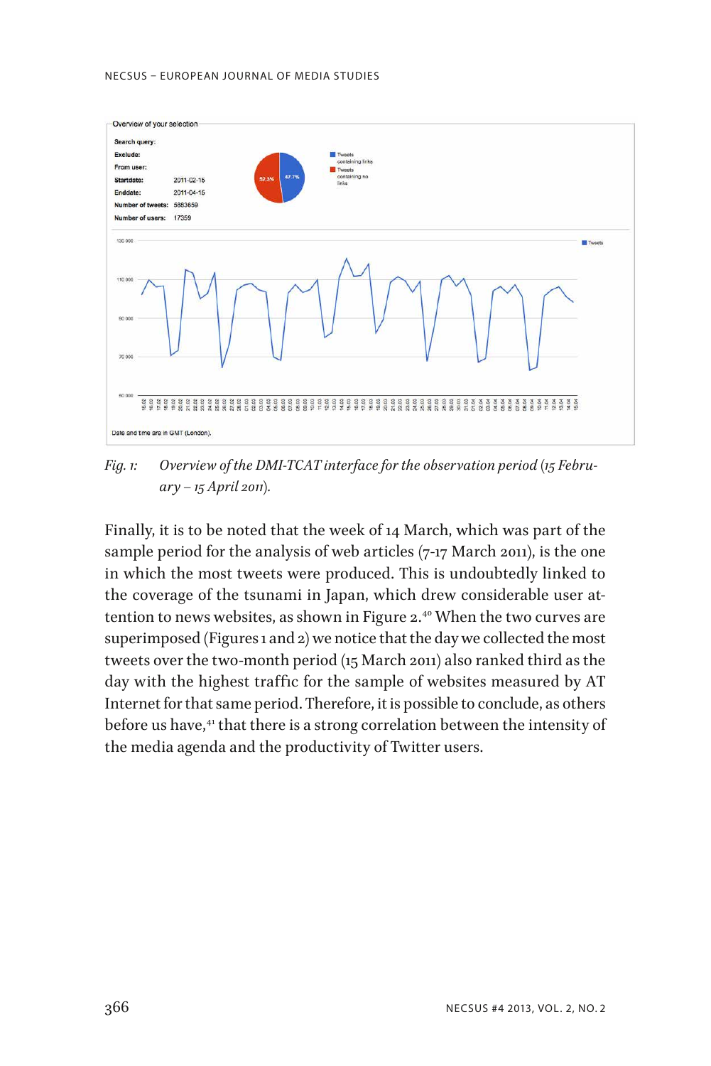Overview of your selection

**Search query:**

**Exclude:**

**From user:**

**Startdate:** 2011-02-15

**Enddate:** 2011-04-15

**Number of tweets:** 5883659

**Number of users:** 17359

Date and time are in GMT (London).

*Fig. 1: Overview of the DMI-TCAT interface for the observation period (15 February – 15 April 2011).*

Finally, it is to be noted that the week of 14 March, which was part of the sample period for the analysis of web articles (7-17 March 2011), is the one in which the most tweets were produced. This is undoubtedly linked to the coverage of the tsunami in Japan, which drew considerable user attention to news websites, as shown in Figure 2.[40] When the two curves are superimposed (Figures 1 and 2) we notice that the day we collected the most tweets over the two-month period (15 March 2011) also ranked third as the day with the highest traffic for the sample of websites measured by AT Internet for that same period. Therefore, it is possible to conclude, as others before us have,[41] that there is a strong correlation between the intensity of the media agenda and the productivity of Twitter users.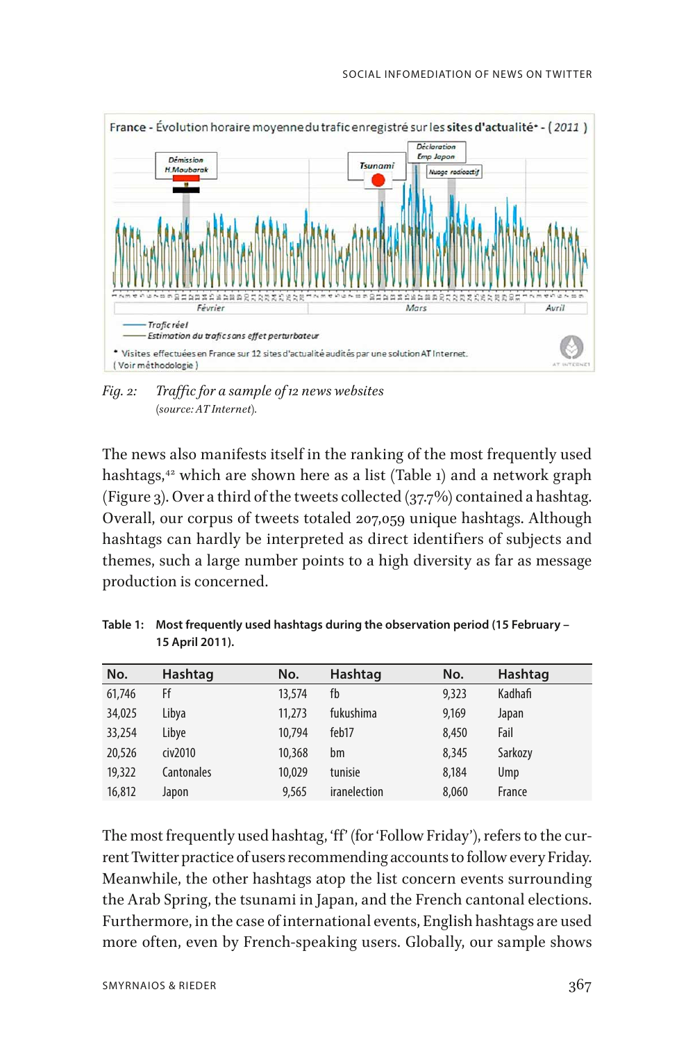Fig. 2: *Traffic for a sample of 12 news websites*
(*source: AT Internet*).

The news also manifests itself in the ranking of the most frequently used hashtags,[42] which are shown here as a list (Table 1) and a network graph (Figure 3). Over a third of the tweets collected (37.7%) contained a hashtag. Overall, our corpus of tweets totaled 207,059 unique hashtags. Although hashtags can hardly be interpreted as direct identifiers of subjects and themes, such a large number points to a high diversity as far as message production is concerned.

**Table 1: Most frequently used hashtags during the observation period (15 February – 15 April 2011).**

| No. | Hashtag | No. | Hashtag | No. | Hashtag |
|---|---|---|---|---|---|
| 61,746 | Ff | 13,574 | fb | 9,323 | Kadhafi |
| 34,025 | Libya | 11,273 | fukushima | 9,169 | Japan |
| 33,254 | Libye | 10,794 | feb17 | 8,450 | Fail |
| 20,526 | civ2010 | 10,368 | bm | 8,345 | Sarkozy |
| 19,322 | Cantonales | 10,029 | tunisie | 8,184 | Ump |
| 16,812 | Japon | 9,565 | iranelection | 8,060 | France |

The most frequently used hashtag, 'ff' (for 'Follow Friday'), refers to the current Twitter practice of users recommending accounts to follow every Friday. Meanwhile, the other hashtags atop the list concern events surrounding the Arab Spring, the tsunami in Japan, and the French cantonal elections. Furthermore, in the case of international events, English hashtags are used more often, even by French-speaking users. Globally, our sample shows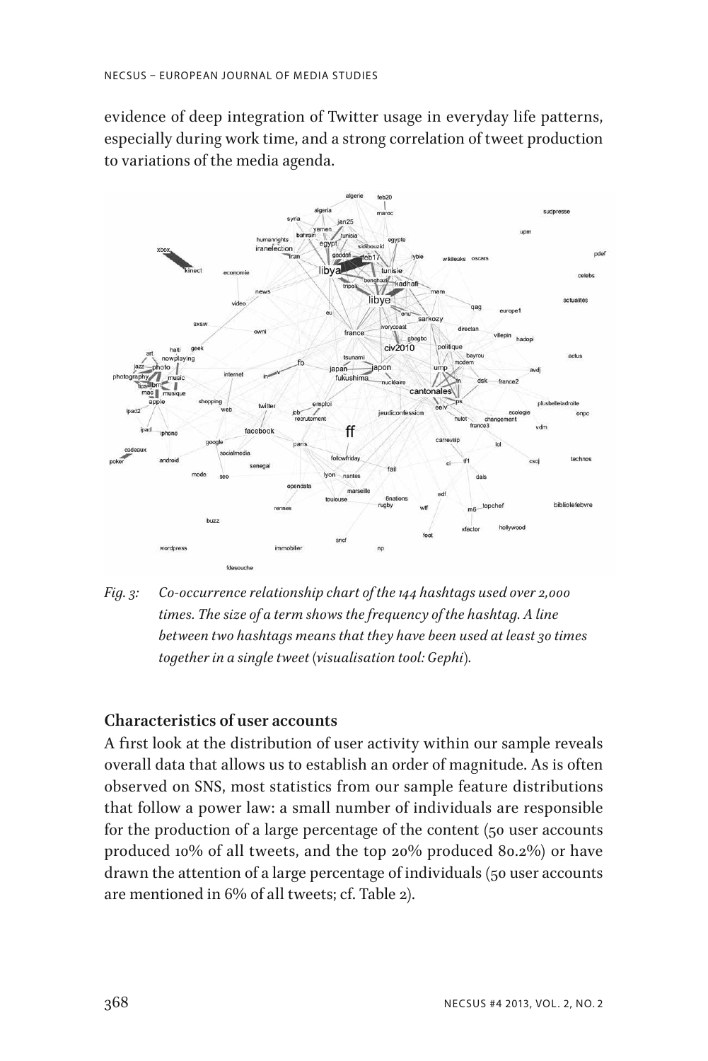evidence of deep integration of Twitter usage in everyday life patterns, especially during work time, and a strong correlation of tweet production to variations of the media agenda.

*Fig. 3: Co-occurrence relationship chart of the 144 hashtags used over 2,000 times. The size of a term shows the frequency of the hashtag. A line between two hashtags means that they have been used at least 30 times together in a single tweet (visualisation tool: Gephi).*

### Characteristics of user accounts

A first look at the distribution of user activity within our sample reveals overall data that allows us to establish an order of magnitude. As is often observed on SNS, most statistics from our sample feature distributions that follow a power law: a small number of individuals are responsible for the production of a large percentage of the content (50 user accounts produced 10% of all tweets, and the top 20% produced 80.2%) or have drawn the attention of a large percentage of individuals (50 user accounts are mentioned in 6% of all tweets; cf. Table 2).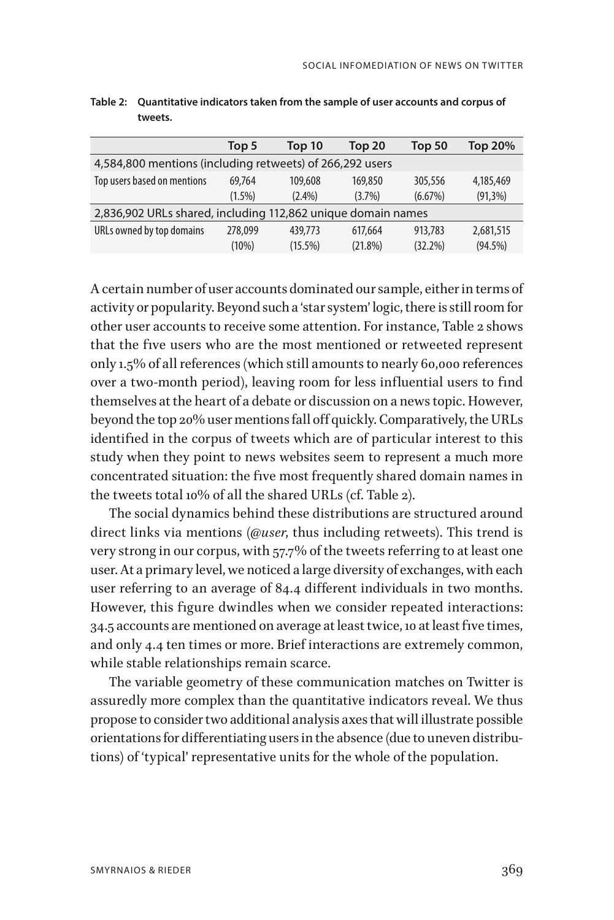**Table 2: Quantitative indicators taken from the sample of user accounts and corpus of tweets.**

| | Top 5 | Top 10 | Top 20 | Top 50 | Top 20% |
|---|---|---|---|---|---|
| 4,584,800 mentions (including retweets) of 266,292 users | | | | | |
| Top users based on mentions | 69,764 (1.5%) | 109,608 (2.4%) | 169,850 (3.7%) | 305,556 (6.67%) | 4,185,469 (91,3%) |
| 2,836,902 URLs shared, including 112,862 unique domain names | | | | | |
| URLs owned by top domains | 278,099 (10%) | 439,773 (15.5%) | 617,664 (21.8%) | 913,783 (32.2%) | 2,681,515 (94.5%) |

A certain number of user accounts dominated our sample, either in terms of activity or popularity. Beyond such a 'star system' logic, there is still room for other user accounts to receive some attention. For instance, Table 2 shows that the five users who are the most mentioned or retweeted represent only 1.5% of all references (which still amounts to nearly 60,000 references over a two-month period), leaving room for less influential users to find themselves at the heart of a debate or discussion on a news topic. However, beyond the top 20% user mentions fall off quickly. Comparatively, the URLs identified in the corpus of tweets which are of particular interest to this study when they point to news websites seem to represent a much more concentrated situation: the five most frequently shared domain names in the tweets total 10% of all the shared URLs (cf. Table 2).

The social dynamics behind these distributions are structured around direct links via mentions (*@user*, thus including retweets). This trend is very strong in our corpus, with 57.7% of the tweets referring to at least one user. At a primary level, we noticed a large diversity of exchanges, with each user referring to an average of 84.4 different individuals in two months. However, this figure dwindles when we consider repeated interactions: 34.5 accounts are mentioned on average at least twice, 10 at least five times, and only 4.4 ten times or more. Brief interactions are extremely common, while stable relationships remain scarce.

The variable geometry of these communication matches on Twitter is assuredly more complex than the quantitative indicators reveal. We thus propose to consider two additional analysis axes that will illustrate possible orientations for differentiating users in the absence (due to uneven distributions) of 'typical' representative units for the whole of the population.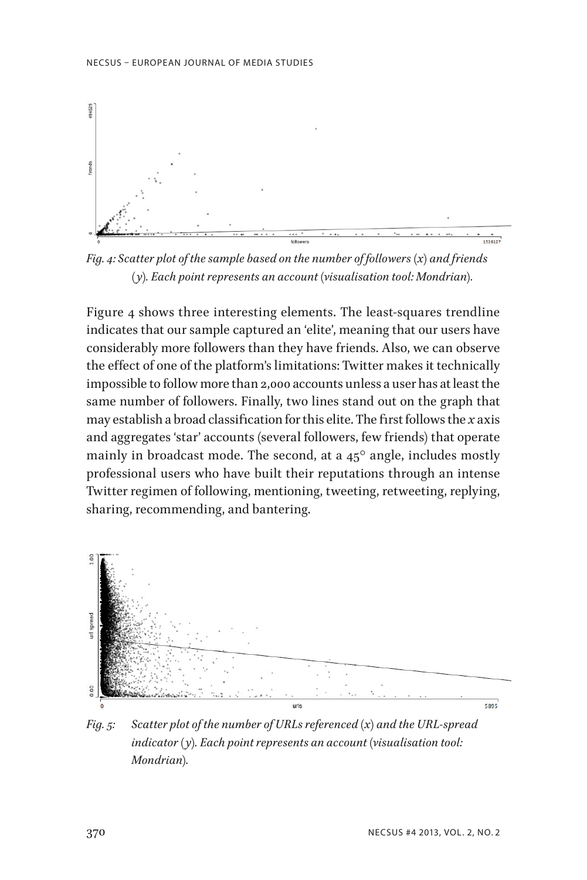*Fig. 4: Scatter plot of the sample based on the number of followers (x) and friends (y). Each point represents an account (visualisation tool: Mondrian).*

Figure 4 shows three interesting elements. The least-squares trendline indicates that our sample captured an 'elite', meaning that our users have considerably more followers than they have friends. Also, we can observe the effect of one of the platform's limitations: Twitter makes it technically impossible to follow more than 2,000 accounts unless a user has at least the same number of followers. Finally, two lines stand out on the graph that may establish a broad classification for this elite. The first follows the *x* axis and aggregates 'star' accounts (several followers, few friends) that operate mainly in broadcast mode. The second, at a 45° angle, includes mostly professional users who have built their reputations through an intense Twitter regimen of following, mentioning, tweeting, retweeting, replying, sharing, recommending, and bantering.

*Fig. 5: Scatter plot of the number of URLs referenced (x) and the URL-spread indicator (y). Each point represents an account (visualisation tool: Mondrian).*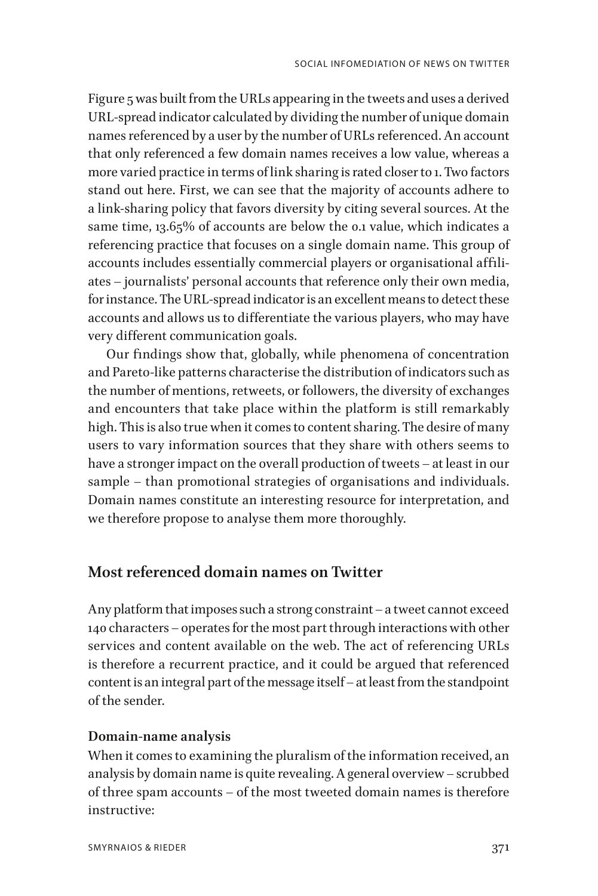Figure 5 was built from the URLs appearing in the tweets and uses a derived URL-spread indicator calculated by dividing the number of unique domain names referenced by a user by the number of URLs referenced. An account that only referenced a few domain names receives a low value, whereas a more varied practice in terms of link sharing is rated closer to 1. Two factors stand out here. First, we can see that the majority of accounts adhere to a link-sharing policy that favors diversity by citing several sources. At the same time, 13.65% of accounts are below the 0.1 value, which indicates a referencing practice that focuses on a single domain name. This group of accounts includes essentially commercial players or organisational affiliates – journalists' personal accounts that reference only their own media, for instance. The URL-spread indicator is an excellent means to detect these accounts and allows us to differentiate the various players, who may have very different communication goals.

Our findings show that, globally, while phenomena of concentration and Pareto-like patterns characterise the distribution of indicators such as the number of mentions, retweets, or followers, the diversity of exchanges and encounters that take place within the platform is still remarkably high. This is also true when it comes to content sharing. The desire of many users to vary information sources that they share with others seems to have a stronger impact on the overall production of tweets – at least in our sample – than promotional strategies of organisations and individuals. Domain names constitute an interesting resource for interpretation, and we therefore propose to analyse them more thoroughly.

## Most referenced domain names on Twitter

Any platform that imposes such a strong constraint – a tweet cannot exceed 140 characters – operates for the most part through interactions with other services and content available on the web. The act of referencing URLs is therefore a recurrent practice, and it could be argued that referenced content is an integral part of the message itself – at least from the standpoint of the sender.

### Domain-name analysis

When it comes to examining the pluralism of the information received, an analysis by domain name is quite revealing. A general overview – scrubbed of three spam accounts – of the most tweeted domain names is therefore instructive: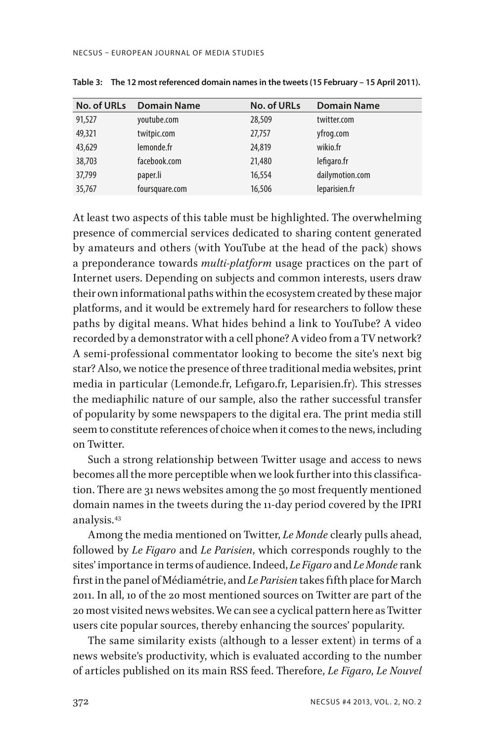**Table 3: The 12 most referenced domain names in the tweets (15 February – 15 April 2011).**

| No. of URLs | Domain Name | No. of URLs | Domain Name |
|---|---|---|---|
| 91,527 | youtube.com | 28,509 | twitter.com |
| 49,321 | twitpic.com | 27,757 | yfrog.com |
| 43,629 | lemonde.fr | 24,819 | wikio.fr |
| 38,703 | facebook.com | 21,480 | lefigaro.fr |
| 37,799 | paper.li | 16,554 | dailymotion.com |
| 35,767 | foursquare.com | 16,506 | leparisien.fr |

At least two aspects of this table must be highlighted. The overwhelming presence of commercial services dedicated to sharing content generated by amateurs and others (with YouTube at the head of the pack) shows a preponderance towards *multi-platform* usage practices on the part of Internet users. Depending on subjects and common interests, users draw their own informational paths within the ecosystem created by these major platforms, and it would be extremely hard for researchers to follow these paths by digital means. What hides behind a link to YouTube? A video recorded by a demonstrator with a cell phone? A video from a TV network? A semi-professional commentator looking to become the site's next big star? Also, we notice the presence of three traditional media websites, print media in particular (Lemonde.fr, Lefigaro.fr, Leparisien.fr). This stresses the mediaphilic nature of our sample, also the rather successful transfer of popularity by some newspapers to the digital era. The print media still seem to constitute references of choice when it comes to the news, including on Twitter.

Such a strong relationship between Twitter usage and access to news becomes all the more perceptible when we look further into this classification. There are 31 news websites among the 50 most frequently mentioned domain names in the tweets during the 11-day period covered by the IPRI analysis.[43]

Among the media mentioned on Twitter, *Le Monde* clearly pulls ahead, followed by *Le Figaro* and *Le Parisien*, which corresponds roughly to the sites' importance in terms of audience. Indeed, *Le Figaro* and *Le Monde* rank first in the panel of Médiamétrie, and *Le Parisien* takes fifth place for March 2011. In all, 10 of the 20 most mentioned sources on Twitter are part of the 20 most visited news websites. We can see a cyclical pattern here as Twitter users cite popular sources, thereby enhancing the sources' popularity.

The same similarity exists (although to a lesser extent) in terms of a news website's productivity, which is evaluated according to the number of articles published on its main RSS feed. Therefore, *Le Figaro*, *Le Nouvel*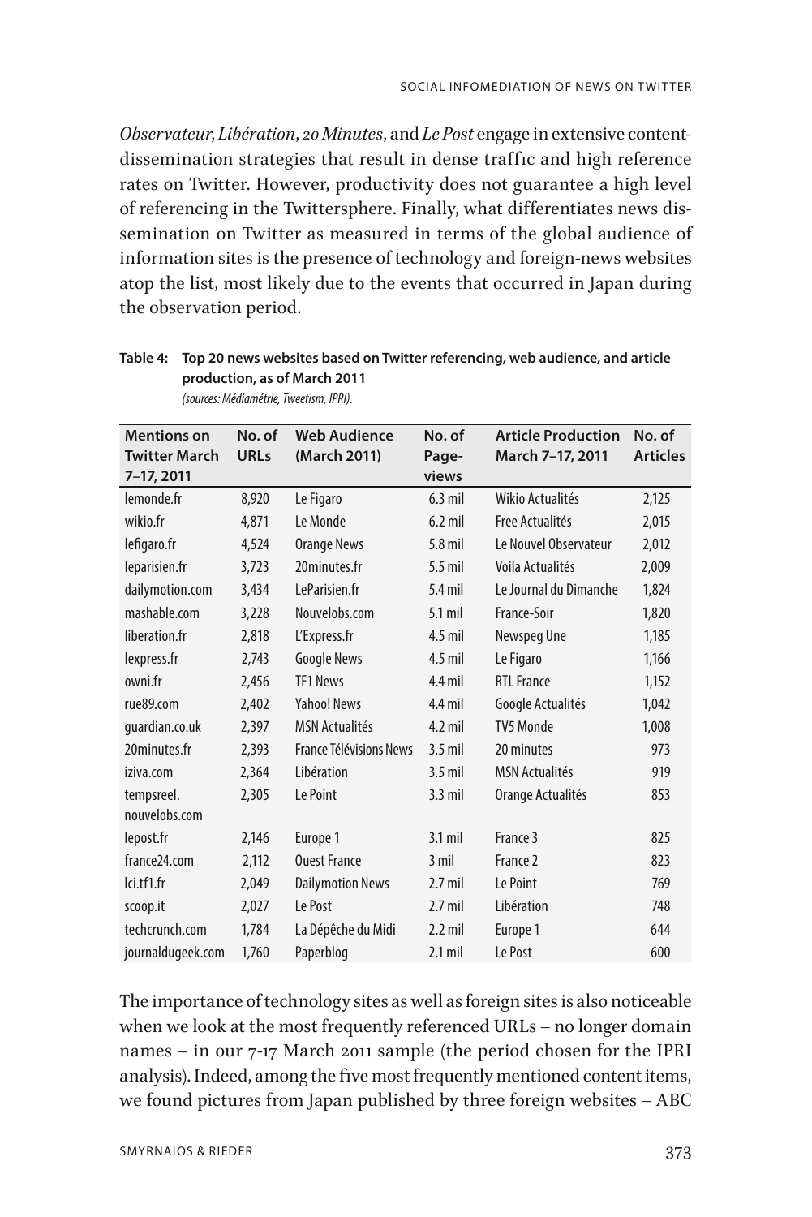*Observateur*, *Libération*, *20 Minutes*, and *Le Post* engage in extensive content-dissemination strategies that result in dense traffic and high reference rates on Twitter. However, productivity does not guarantee a high level of referencing in the Twittersphere. Finally, what differentiates news dissemination on Twitter as measured in terms of the global audience of information sites is the presence of technology and foreign-news websites atop the list, most likely due to the events that occurred in Japan during the observation period.

**Table 4: Top 20 news websites based on Twitter referencing, web audience, and article production, as of March 2011**
*(sources: Médiamétrie, Tweetism, IPRI).*

| Mentions on Twitter March 7–17, 2011 | No. of URLs | Web Audience (March 2011) | No. of Page-views | Article Production March 7–17, 2011 | No. of Articles |
|---|---|---|---|---|---|
| lemonde.fr | 8,920 | Le Figaro | 6.3 mil | Wikio Actualités | 2,125 |
| wikio.fr | 4,871 | Le Monde | 6.2 mil | Free Actualités | 2,015 |
| lefigaro.fr | 4,524 | Orange News | 5.8 mil | Le Nouvel Observateur | 2,012 |
| leparisien.fr | 3,723 | 20minutes.fr | 5.5 mil | Voila Actualités | 2,009 |
| dailymotion.com | 3,434 | LeParisien.fr | 5.4 mil | Le Journal du Dimanche | 1,824 |
| mashable.com | 3,228 | Nouvelobs.com | 5.1 mil | France-Soir | 1,820 |
| liberation.fr | 2,818 | L'Express.fr | 4.5 mil | Newspeg Une | 1,185 |
| lexpress.fr | 2,743 | Google News | 4.5 mil | Le Figaro | 1,166 |
| owni.fr | 2,456 | TF1 News | 4.4 mil | RTL France | 1,152 |
| rue89.com | 2,402 | Yahoo! News | 4.4 mil | Google Actualités | 1,042 |
| guardian.co.uk | 2,397 | MSN Actualités | 4.2 mil | TV5 Monde | 1,008 |
| 20minutes.fr | 2,393 | France Télévisions News | 3.5 mil | 20 minutes | 973 |
| iziva.com | 2,364 | Libération | 3.5 mil | MSN Actualités | 919 |
| tempsreel. nouvelobs.com | 2,305 | Le Point | 3.3 mil | Orange Actualités | 853 |
| lepost.fr | 2,146 | Europe 1 | 3.1 mil | France 3 | 825 |
| france24.com | 2,112 | Ouest France | 3 mil | France 2 | 823 |
| lci.tf1.fr | 2,049 | Dailymotion News | 2.7 mil | Le Point | 769 |
| scoop.it | 2,027 | Le Post | 2.7 mil | Libération | 748 |
| techcrunch.com | 1,784 | La Dépêche du Midi | 2.2 mil | Europe 1 | 644 |
| journaldugeek.com | 1,760 | Paperblog | 2.1 mil | Le Post | 600 |

The importance of technology sites as well as foreign sites is also noticeable when we look at the most frequently referenced URLs – no longer domain names – in our 7-17 March 2011 sample (the period chosen for the IPRI analysis). Indeed, among the five most frequently mentioned content items, we found pictures from Japan published by three foreign websites – ABC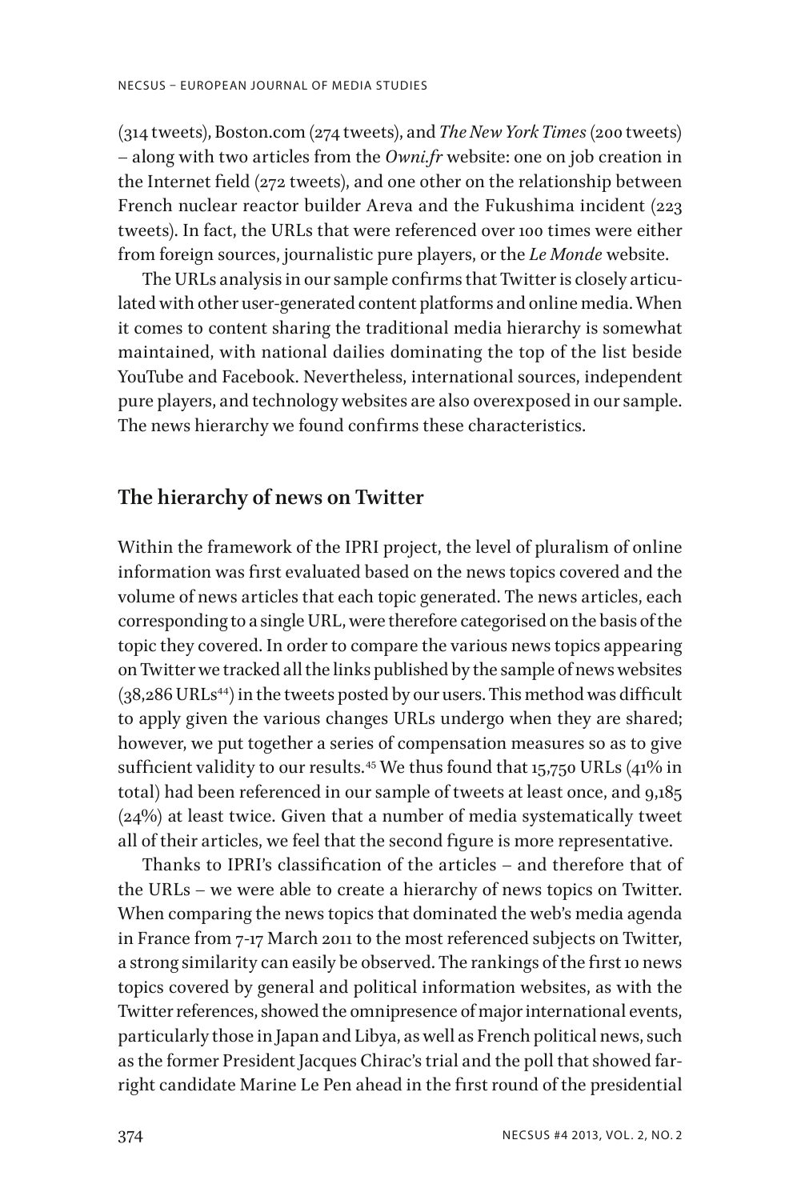(314 tweets), Boston.com (274 tweets), and *The New York Times* (200 tweets) – along with two articles from the *Owni.fr* website: one on job creation in the Internet field (272 tweets), and one other on the relationship between French nuclear reactor builder Areva and the Fukushima incident (223 tweets). In fact, the URLs that were referenced over 100 times were either from foreign sources, journalistic pure players, or the *Le Monde* website.

The URLs analysis in our sample confirms that Twitter is closely articulated with other user-generated content platforms and online media. When it comes to content sharing the traditional media hierarchy is somewhat maintained, with national dailies dominating the top of the list beside YouTube and Facebook. Nevertheless, international sources, independent pure players, and technology websites are also overexposed in our sample. The news hierarchy we found confirms these characteristics.

## The hierarchy of news on Twitter

Within the framework of the IPRI project, the level of pluralism of online information was first evaluated based on the news topics covered and the volume of news articles that each topic generated. The news articles, each corresponding to a single URL, were therefore categorised on the basis of the topic they covered. In order to compare the various news topics appearing on Twitter we tracked all the links published by the sample of news websites (38,286 URLs[44]) in the tweets posted by our users. This method was difficult to apply given the various changes URLs undergo when they are shared; however, we put together a series of compensation measures so as to give sufficient validity to our results.[45] We thus found that 15,750 URLs (41% in total) had been referenced in our sample of tweets at least once, and 9,185 (24%) at least twice. Given that a number of media systematically tweet all of their articles, we feel that the second figure is more representative.

Thanks to IPRI's classification of the articles – and therefore that of the URLs – we were able to create a hierarchy of news topics on Twitter. When comparing the news topics that dominated the web's media agenda in France from 7-17 March 2011 to the most referenced subjects on Twitter, a strong similarity can easily be observed. The rankings of the first 10 news topics covered by general and political information websites, as with the Twitter references, showed the omnipresence of major international events, particularly those in Japan and Libya, as well as French political news, such as the former President Jacques Chirac's trial and the poll that showed far-right candidate Marine Le Pen ahead in the first round of the presidential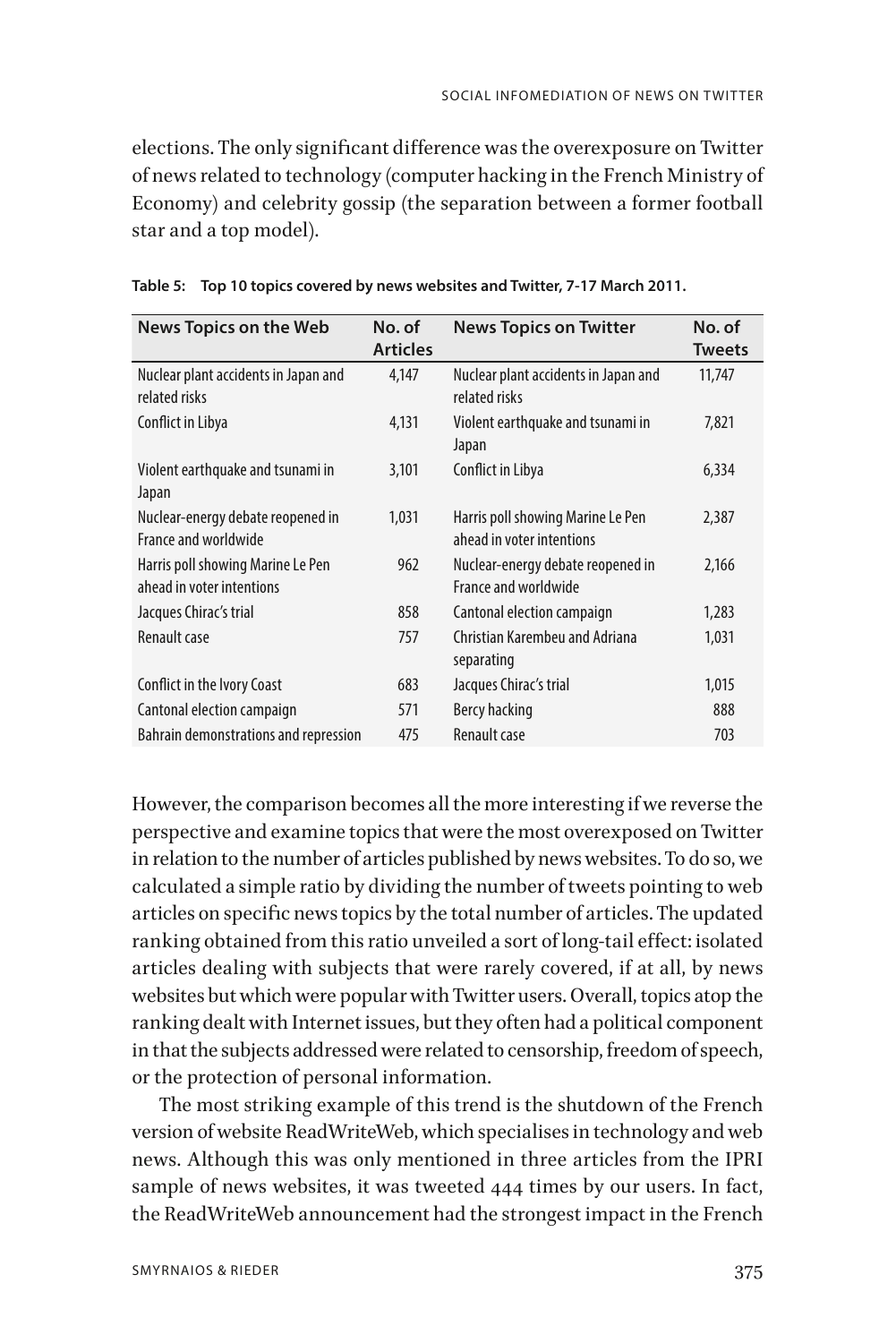elections. The only significant difference was the overexposure on Twitter of news related to technology (computer hacking in the French Ministry of Economy) and celebrity gossip (the separation between a former football star and a top model).

**Table 5: Top 10 topics covered by news websites and Twitter, 7-17 March 2011.**

| News Topics on the Web | No. of Articles | News Topics on Twitter | No. of Tweets |
|---|---|---|---|
| Nuclear plant accidents in Japan and related risks | 4,147 | Nuclear plant accidents in Japan and related risks | 11,747 |
| Conflict in Libya | 4,131 | Violent earthquake and tsunami in Japan | 7,821 |
| Violent earthquake and tsunami in Japan | 3,101 | Conflict in Libya | 6,334 |
| Nuclear-energy debate reopened in France and worldwide | 1,031 | Harris poll showing Marine Le Pen ahead in voter intentions | 2,387 |
| Harris poll showing Marine Le Pen ahead in voter intentions | 962 | Nuclear-energy debate reopened in France and worldwide | 2,166 |
| Jacques Chirac's trial | 858 | Cantonal election campaign | 1,283 |
| Renault case | 757 | Christian Karembeu and Adriana separating | 1,031 |
| Conflict in the Ivory Coast | 683 | Jacques Chirac's trial | 1,015 |
| Cantonal election campaign | 571 | Bercy hacking | 888 |
| Bahrain demonstrations and repression | 475 | Renault case | 703 |

However, the comparison becomes all the more interesting if we reverse the perspective and examine topics that were the most overexposed on Twitter in relation to the number of articles published by news websites. To do so, we calculated a simple ratio by dividing the number of tweets pointing to web articles on specific news topics by the total number of articles. The updated ranking obtained from this ratio unveiled a sort of long-tail effect: isolated articles dealing with subjects that were rarely covered, if at all, by news websites but which were popular with Twitter users. Overall, topics atop the ranking dealt with Internet issues, but they often had a political component in that the subjects addressed were related to censorship, freedom of speech, or the protection of personal information.

The most striking example of this trend is the shutdown of the French version of website ReadWriteWeb, which specialises in technology and web news. Although this was only mentioned in three articles from the IPRI sample of news websites, it was tweeted 444 times by our users. In fact, the ReadWriteWeb announcement had the strongest impact in the French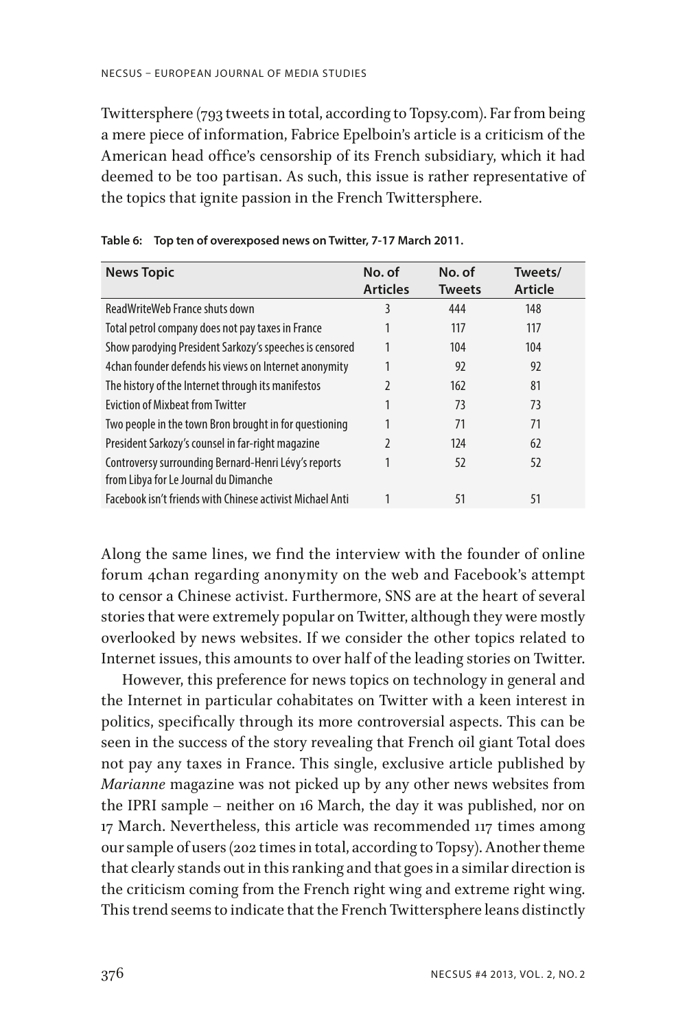Twittersphere (793 tweets in total, according to Topsy.com). Far from being a mere piece of information, Fabrice Epelboin's article is a criticism of the American head office's censorship of its French subsidiary, which it had deemed to be too partisan. As such, this issue is rather representative of the topics that ignite passion in the French Twittersphere.

**Table 6: Top ten of overexposed news on Twitter, 7-17 March 2011.**

| News Topic | No. of Articles | No. of Tweets | Tweets/ Article |
|---|---|---|---|
| ReadWriteWeb France shuts down | 3 | 444 | 148 |
| Total petrol company does not pay taxes in France | 1 | 117 | 117 |
| Show parodying President Sarkozy's speeches is censored | 1 | 104 | 104 |
| 4chan founder defends his views on Internet anonymity | 1 | 92 | 92 |
| The history of the Internet through its manifestos | 2 | 162 | 81 |
| Eviction of Mixbeat from Twitter | 1 | 73 | 73 |
| Two people in the town Bron brought in for questioning | 1 | 71 | 71 |
| President Sarkozy's counsel in far-right magazine | 2 | 124 | 62 |
| Controversy surrounding Bernard-Henri Lévy's reports from Libya for Le Journal du Dimanche | 1 | 52 | 52 |
| Facebook isn't friends with Chinese activist Michael Anti | 1 | 51 | 51 |

Along the same lines, we find the interview with the founder of online forum 4chan regarding anonymity on the web and Facebook's attempt to censor a Chinese activist. Furthermore, SNS are at the heart of several stories that were extremely popular on Twitter, although they were mostly overlooked by news websites. If we consider the other topics related to Internet issues, this amounts to over half of the leading stories on Twitter.

However, this preference for news topics on technology in general and the Internet in particular cohabitates on Twitter with a keen interest in politics, specifically through its more controversial aspects. This can be seen in the success of the story revealing that French oil giant Total does not pay any taxes in France. This single, exclusive article published by *Marianne* magazine was not picked up by any other news websites from the IPRI sample – neither on 16 March, the day it was published, nor on 17 March. Nevertheless, this article was recommended 117 times among our sample of users (202 times in total, according to Topsy). Another theme that clearly stands out in this ranking and that goes in a similar direction is the criticism coming from the French right wing and extreme right wing. This trend seems to indicate that the French Twittersphere leans distinctly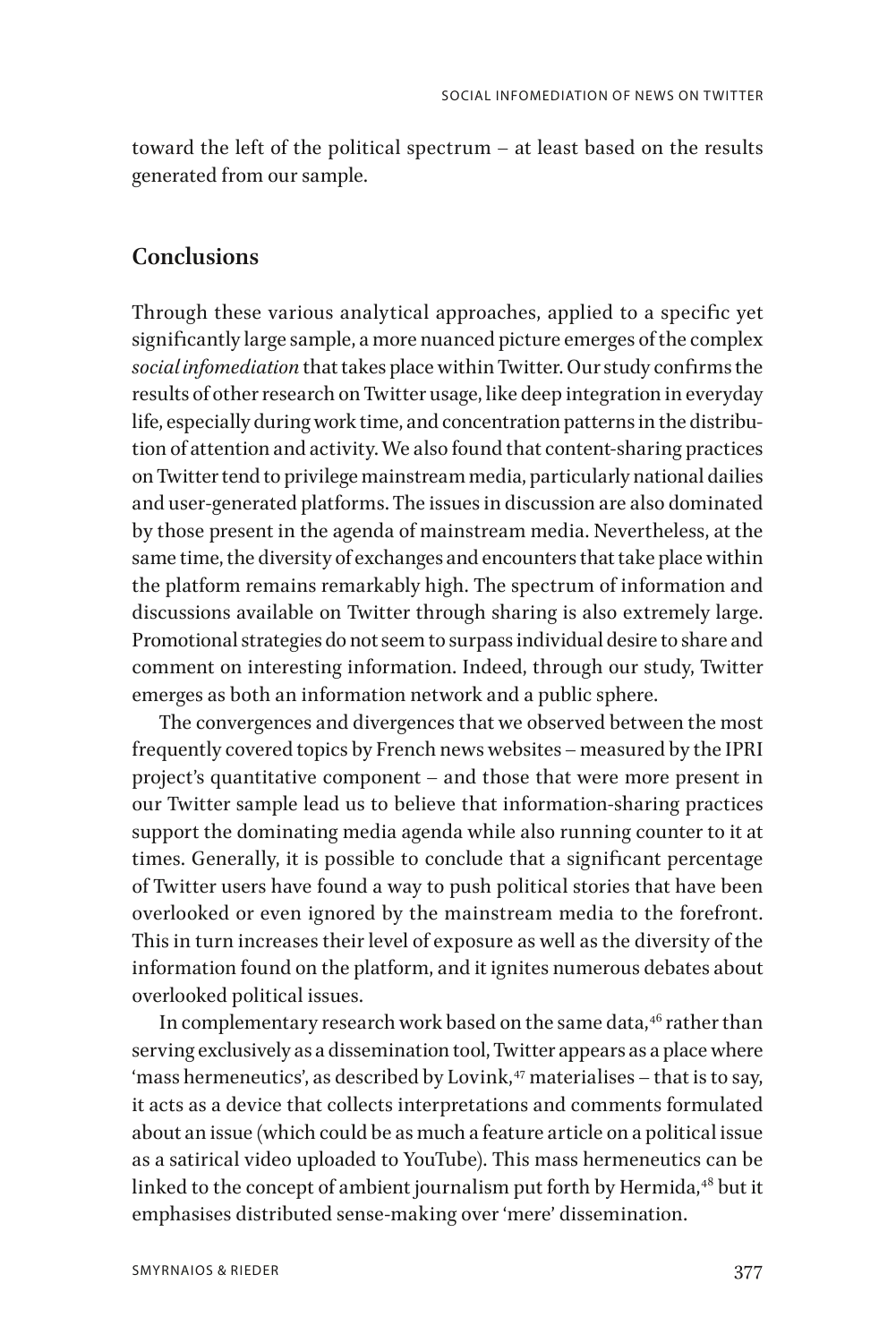toward the left of the political spectrum – at least based on the results generated from our sample.

## Conclusions

Through these various analytical approaches, applied to a specific yet significantly large sample, a more nuanced picture emerges of the complex *social infomediation* that takes place within Twitter. Our study confirms the results of other research on Twitter usage, like deep integration in everyday life, especially during work time, and concentration patterns in the distribution of attention and activity. We also found that content-sharing practices on Twitter tend to privilege mainstream media, particularly national dailies and user-generated platforms. The issues in discussion are also dominated by those present in the agenda of mainstream media. Nevertheless, at the same time, the diversity of exchanges and encounters that take place within the platform remains remarkably high. The spectrum of information and discussions available on Twitter through sharing is also extremely large. Promotional strategies do not seem to surpass individual desire to share and comment on interesting information. Indeed, through our study, Twitter emerges as both an information network and a public sphere.

The convergences and divergences that we observed between the most frequently covered topics by French news websites – measured by the IPRI project's quantitative component – and those that were more present in our Twitter sample lead us to believe that information-sharing practices support the dominating media agenda while also running counter to it at times. Generally, it is possible to conclude that a significant percentage of Twitter users have found a way to push political stories that have been overlooked or even ignored by the mainstream media to the forefront. This in turn increases their level of exposure as well as the diversity of the information found on the platform, and it ignites numerous debates about overlooked political issues.

In complementary research work based on the same data,[46] rather than serving exclusively as a dissemination tool, Twitter appears as a place where 'mass hermeneutics', as described by Lovink,[47] materialises – that is to say, it acts as a device that collects interpretations and comments formulated about an issue (which could be as much a feature article on a political issue as a satirical video uploaded to YouTube). This mass hermeneutics can be linked to the concept of ambient journalism put forth by Hermida,[48] but it emphasises distributed sense-making over 'mere' dissemination.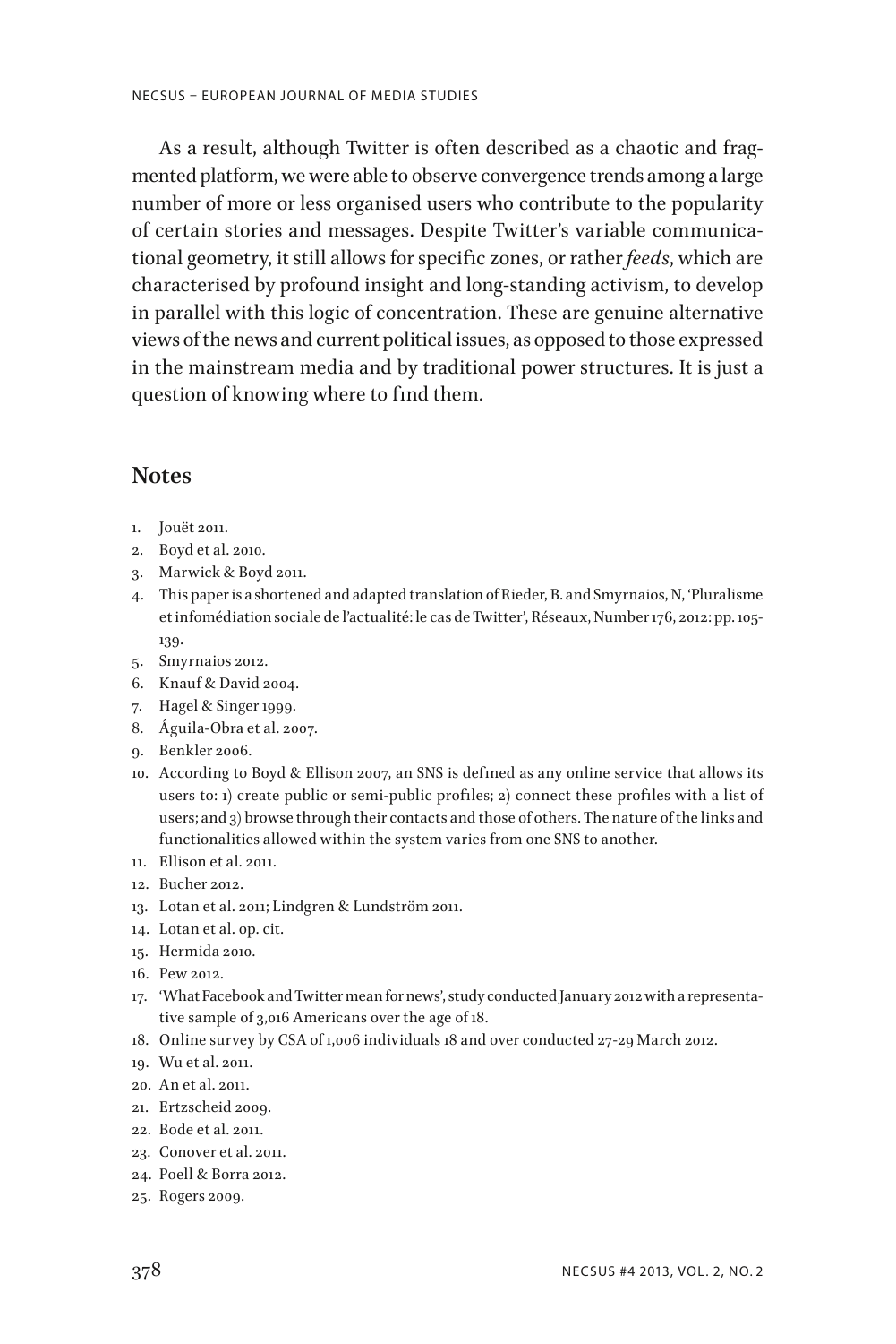As a result, although Twitter is often described as a chaotic and fragmented platform, we were able to observe convergence trends among a large number of more or less organised users who contribute to the popularity of certain stories and messages. Despite Twitter's variable communicational geometry, it still allows for specific zones, or rather *feeds*, which are characterised by profound insight and long-standing activism, to develop in parallel with this logic of concentration. These are genuine alternative views of the news and current political issues, as opposed to those expressed in the mainstream media and by traditional power structures. It is just a question of knowing where to find them.

## Notes

1. Jouët 2011.
2. Boyd et al. 2010.
3. Marwick & Boyd 2011.
4. This paper is a shortened and adapted translation of Rieder, B. and Smyrnaios, N, 'Pluralisme et infomédiation sociale de l'actualité: le cas de Twitter', Réseaux, Number 176, 2012: pp. 105-139.
5. Smyrnaios 2012.
6. Knauf & David 2004.
7. Hagel & Singer 1999.
8. Águila-Obra et al. 2007.
9. Benkler 2006.
10. According to Boyd & Ellison 2007, an SNS is defined as any online service that allows its users to: 1) create public or semi-public profiles; 2) connect these profiles with a list of users; and 3) browse through their contacts and those of others. The nature of the links and functionalities allowed within the system varies from one SNS to another.
11. Ellison et al. 2011.
12. Bucher 2012.
13. Lotan et al. 2011; Lindgren & Lundström 2011.
14. Lotan et al. op. cit.
15. Hermida 2010.
16. Pew 2012.
17. 'What Facebook and Twitter mean for news', study conducted January 2012 with a representative sample of 3,016 Americans over the age of 18.
18. Online survey by CSA of 1,006 individuals 18 and over conducted 27-29 March 2012.
19. Wu et al. 2011.
20. An et al. 2011.
21. Ertzscheid 2009.
22. Bode et al. 2011.
23. Conover et al. 2011.
24. Poell & Borra 2012.
25. Rogers 2009.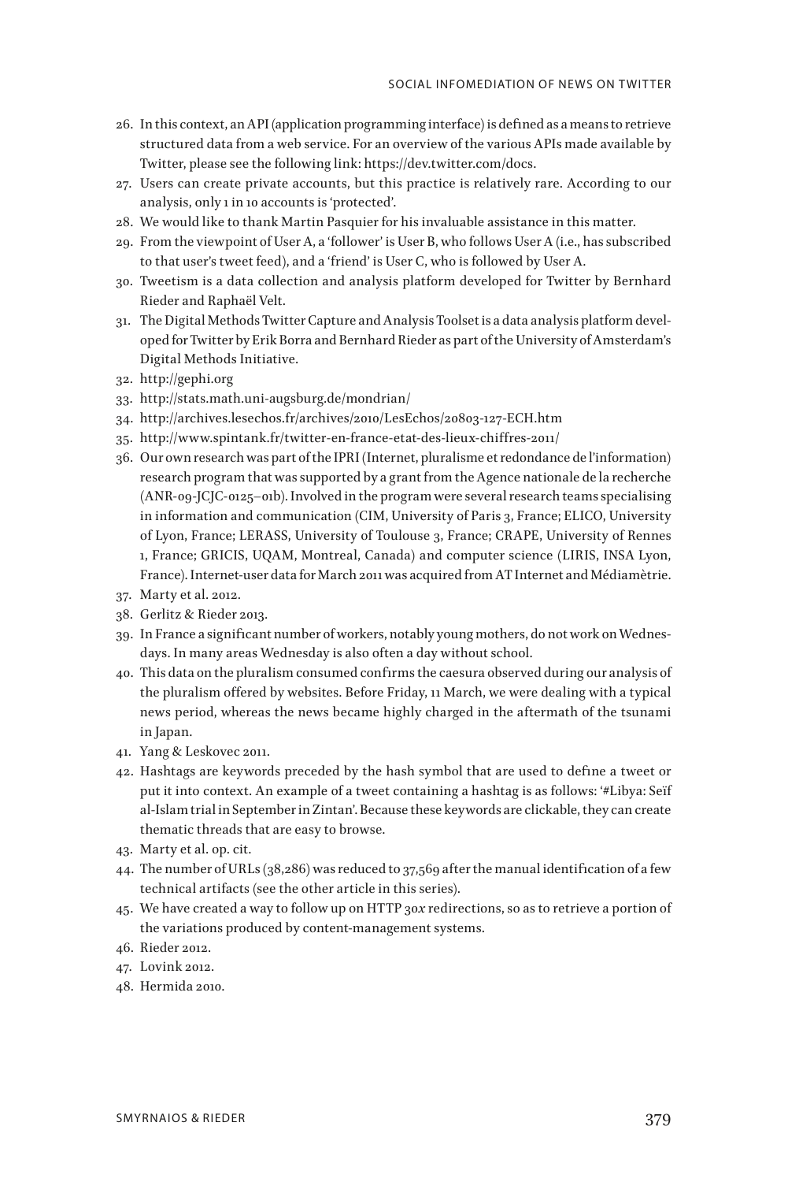26. In this context, an API (application programming interface) is defined as a means to retrieve structured data from a web service. For an overview of the various APIs made available by Twitter, please see the following link: https://dev.twitter.com/docs.
27. Users can create private accounts, but this practice is relatively rare. According to our analysis, only 1 in 10 accounts is 'protected'.
28. We would like to thank Martin Pasquier for his invaluable assistance in this matter.
29. From the viewpoint of User A, a 'follower' is User B, who follows User A (i.e., has subscribed to that user's tweet feed), and a 'friend' is User C, who is followed by User A.
30. Tweetism is a data collection and analysis platform developed for Twitter by Bernhard Rieder and Raphaël Velt.
31. The Digital Methods Twitter Capture and Analysis Toolset is a data analysis platform developed for Twitter by Erik Borra and Bernhard Rieder as part of the University of Amsterdam's Digital Methods Initiative.
32. http://gephi.org
33. http://stats.math.uni-augsburg.de/mondrian/
34. http://archives.lesechos.fr/archives/2010/LesEchos/20803-127-ECH.htm
35. http://www.spintank.fr/twitter-en-france-etat-des-lieux-chiffres-2011/
36. Our own research was part of the IPRI (Internet, pluralisme et redondance de l'information) research program that was supported by a grant from the Agence nationale de la recherche (ANR-09-JCJC-0125–01b). Involved in the program were several research teams specialising in information and communication (CIM, University of Paris 3, France; ELICO, University of Lyon, France; LERASS, University of Toulouse 3, France; CRAPE, University of Rennes 1, France; GRICIS, UQAM, Montreal, Canada) and computer science (LIRIS, INSA Lyon, France). Internet-user data for March 2011 was acquired from AT Internet and Médiamètrie.
37. Marty et al. 2012.
38. Gerlitz & Rieder 2013.
39. In France a significant number of workers, notably young mothers, do not work on Wednesdays. In many areas Wednesday is also often a day without school.
40. This data on the pluralism consumed confirms the caesura observed during our analysis of the pluralism offered by websites. Before Friday, 11 March, we were dealing with a typical news period, whereas the news became highly charged in the aftermath of the tsunami in Japan.
41. Yang & Leskovec 2011.
42. Hashtags are keywords preceded by the hash symbol that are used to define a tweet or put it into context. An example of a tweet containing a hashtag is as follows: '#Libya: Seïf al-Islam trial in September in Zintan'. Because these keywords are clickable, they can create thematic threads that are easy to browse.
43. Marty et al. op. cit.
44. The number of URLs (38,286) was reduced to 37,569 after the manual identification of a few technical artifacts (see the other article in this series).
45. We have created a way to follow up on HTTP 30*x* redirections, so as to retrieve a portion of the variations produced by content-management systems.
46. Rieder 2012.
47. Lovink 2012.
48. Hermida 2010.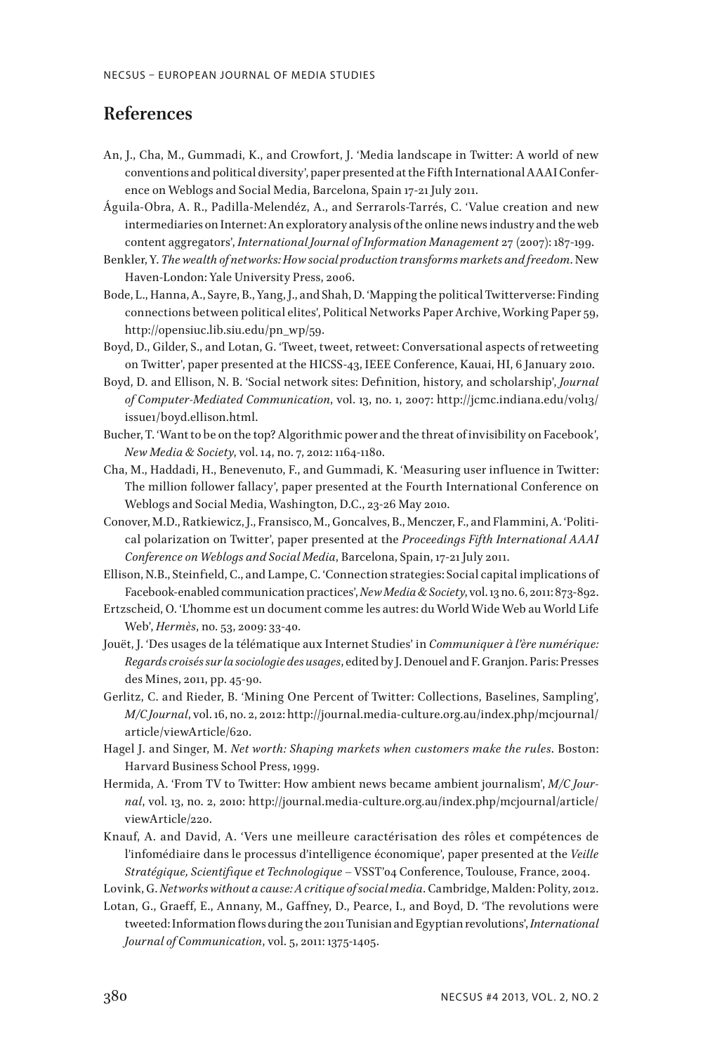## References

An, J., Cha, M., Gummadi, K., and Crowfort, J. 'Media landscape in Twitter: A world of new conventions and political diversity', paper presented at the Fifth International AAAI Conference on Weblogs and Social Media, Barcelona, Spain 17-21 July 2011.

Águila-Obra, A. R., Padilla-Melendéz, A., and Serrarols-Tarrés, C. 'Value creation and new intermediaries on Internet: An exploratory analysis of the online news industry and the web content aggregators', *International Journal of Information Management* 27 (2007): 187-199.

Benkler, Y. *The wealth of networks: How social production transforms markets and freedom*. New Haven-London: Yale University Press, 2006.

Bode, L., Hanna, A., Sayre, B., Yang, J., and Shah, D. 'Mapping the political Twitterverse: Finding connections between political elites', Political Networks Paper Archive, Working Paper 59, http://opensiuc.lib.siu.edu/pn_wp/59.

Boyd, D., Gilder, S., and Lotan, G. 'Tweet, tweet, retweet: Conversational aspects of retweeting on Twitter', paper presented at the HICSS-43, IEEE Conference, Kauai, HI, 6 January 2010.

Boyd, D. and Ellison, N. B. 'Social network sites: Definition, history, and scholarship', *Journal of Computer-Mediated Communication*, vol. 13, no. 1, 2007: http://jcmc.indiana.edu/vol13/issue1/boyd.ellison.html.

Bucher, T. 'Want to be on the top? Algorithmic power and the threat of invisibility on Facebook', *New Media & Society*, vol. 14, no. 7, 2012: 1164-1180.

Cha, M., Haddadi, H., Benevenuto, F., and Gummadi, K. 'Measuring user influence in Twitter: The million follower fallacy', paper presented at the Fourth International Conference on Weblogs and Social Media, Washington, D.C., 23-26 May 2010.

Conover, M.D., Ratkiewicz, J., Fransisco, M., Goncalves, B., Menczer, F., and Flammini, A. 'Political polarization on Twitter', paper presented at the *Proceedings Fifth International AAAI Conference on Weblogs and Social Media*, Barcelona, Spain, 17-21 July 2011.

Ellison, N.B., Steinfield, C., and Lampe, C. 'Connection strategies: Social capital implications of Facebook-enabled communication practices', *New Media & Society*, vol. 13 no. 6, 2011: 873-892.

Ertzscheid, O. 'L'homme est un document comme les autres: du World Wide Web au World Life Web', *Hermès*, no. 53, 2009: 33-40.

Jouët, J. 'Des usages de la télématique aux Internet Studies' in *Communiquer à l'ère numérique: Regards croisés sur la sociologie des usages*, edited by J. Denouel and F. Granjon. Paris: Presses des Mines, 2011, pp. 45-90.

Gerlitz, C. and Rieder, B. 'Mining One Percent of Twitter: Collections, Baselines, Sampling', *M/C Journal*, vol. 16, no. 2, 2012: http://journal.media-culture.org.au/index.php/mcjournal/article/viewArticle/620.

Hagel J. and Singer, M. *Net worth: Shaping markets when customers make the rules*. Boston: Harvard Business School Press, 1999.

Hermida, A. 'From TV to Twitter: How ambient news became ambient journalism', *M/C Journal*, vol. 13, no. 2, 2010: http://journal.media-culture.org.au/index.php/mcjournal/article/viewArticle/220.

Knauf, A. and David, A. 'Vers une meilleure caractérisation des rôles et compétences de l'infomédiaire dans le processus d'intelligence économique', paper presented at the *Veille Stratégique, Scientifique et Technologique* – VSST'04 Conference, Toulouse, France, 2004.

Lovink, G. *Networks without a cause: A critique of social media*. Cambridge, Malden: Polity, 2012.

Lotan, G., Graeff, E., Annany, M., Gaffney, D., Pearce, I., and Boyd, D. 'The revolutions were tweeted: Information flows during the 2011 Tunisian and Egyptian revolutions', *International Journal of Communication*, vol. 5, 2011: 1375-1405.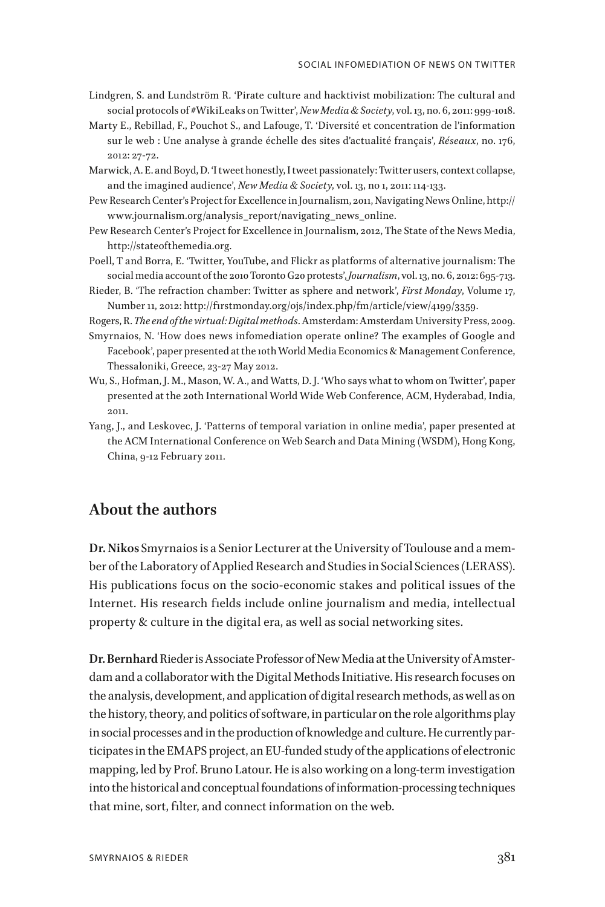Lindgren, S. and Lundström R. 'Pirate culture and hacktivist mobilization: The cultural and social protocols of #WikiLeaks on Twitter', *New Media & Society*, vol. 13, no. 6, 2011: 999-1018.

Marty E., Rebillad, F., Pouchot S., and Lafouge, T. 'Diversité et concentration de l'information sur le web : Une analyse à grande échelle des sites d'actualité français', *Réseaux*, no. 176, 2012: 27-72.

Marwick, A. E. and Boyd, D. 'I tweet honestly, I tweet passionately: Twitter users, context collapse, and the imagined audience', *New Media & Society*, vol. 13, no 1, 2011: 114-133.

Pew Research Center's Project for Excellence in Journalism, 2011, Navigating News Online, http://www.journalism.org/analysis_report/navigating_news_online.

Pew Research Center's Project for Excellence in Journalism, 2012, The State of the News Media, http://stateofthemedia.org.

Poell, T and Borra, E. 'Twitter, YouTube, and Flickr as platforms of alternative journalism: The social media account of the 2010 Toronto G20 protests', *Journalism*, vol. 13, no. 6, 2012: 695-713.

Rieder, B. 'The refraction chamber: Twitter as sphere and network', *First Monday*, Volume 17, Number 11, 2012: http://firstmonday.org/ojs/index.php/fm/article/view/4199/3359.

Rogers, R. *The end of the virtual: Digital methods*. Amsterdam: Amsterdam University Press, 2009.

Smyrnaios, N. 'How does news infomediation operate online? The examples of Google and Facebook', paper presented at the 10th World Media Economics & Management Conference, Thessaloniki, Greece, 23-27 May 2012.

Wu, S., Hofman, J. M., Mason, W. A., and Watts, D. J. 'Who says what to whom on Twitter', paper presented at the 20th International World Wide Web Conference, ACM, Hyderabad, India, 2011.

Yang, J., and Leskovec, J. 'Patterns of temporal variation in online media', paper presented at the ACM International Conference on Web Search and Data Mining (WSDM), Hong Kong, China, 9-12 February 2011.

## About the authors

**Dr. Nikos** Smyrnaios is a Senior Lecturer at the University of Toulouse and a member of the Laboratory of Applied Research and Studies in Social Sciences (LERASS). His publications focus on the socio-economic stakes and political issues of the Internet. His research fields include online journalism and media, intellectual property & culture in the digital era, as well as social networking sites.

**Dr. Bernhard** Rieder is Associate Professor of New Media at the University of Amsterdam and a collaborator with the Digital Methods Initiative. His research focuses on the analysis, development, and application of digital research methods, as well as on the history, theory, and politics of software, in particular on the role algorithms play in social processes and in the production of knowledge and culture. He currently participates in the EMAPS project, an EU-funded study of the applications of electronic mapping, led by Prof. Bruno Latour. He is also working on a long-term investigation into the historical and conceptual foundations of information-processing techniques that mine, sort, filter, and connect information on the web.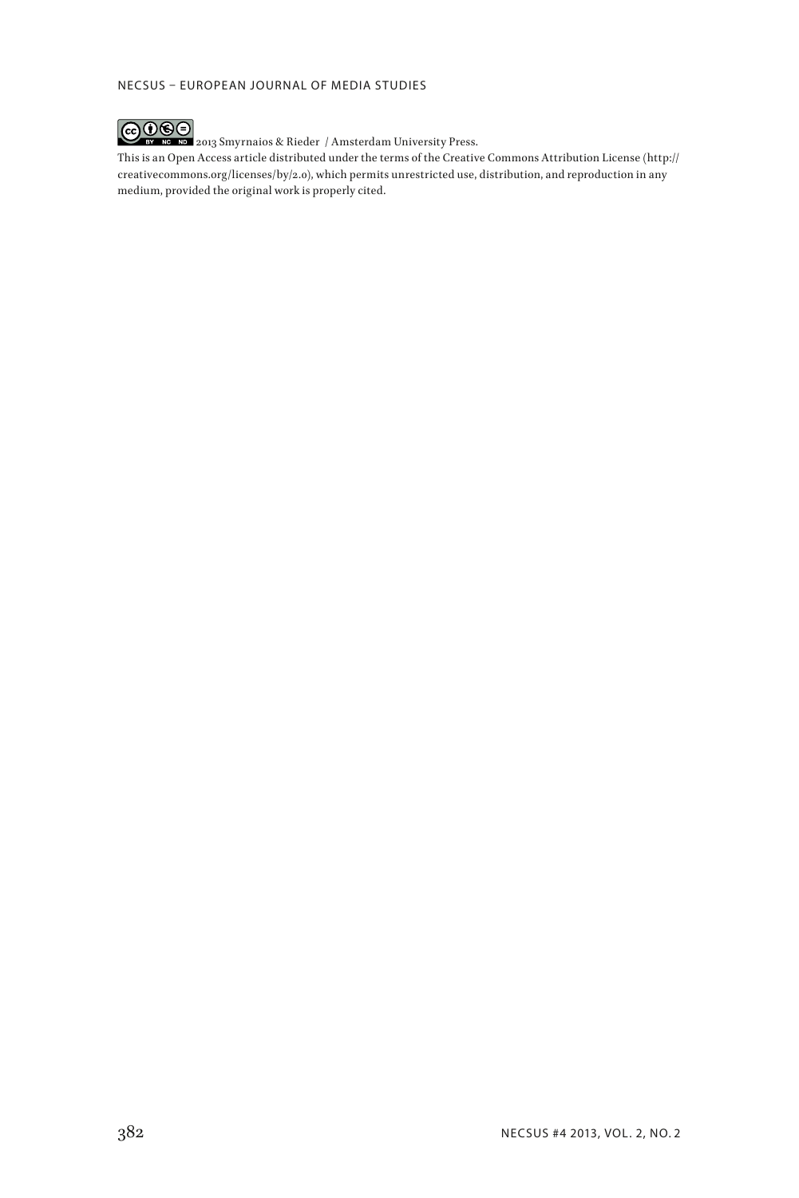2013 Smyrnaios & Rieder / Amsterdam University Press.

This is an Open Access article distributed under the terms of the Creative Commons Attribution License (http://creativecommons.org/licenses/by/2.0), which permits unrestricted use, distribution, and reproduction in any medium, provided the original work is properly cited.